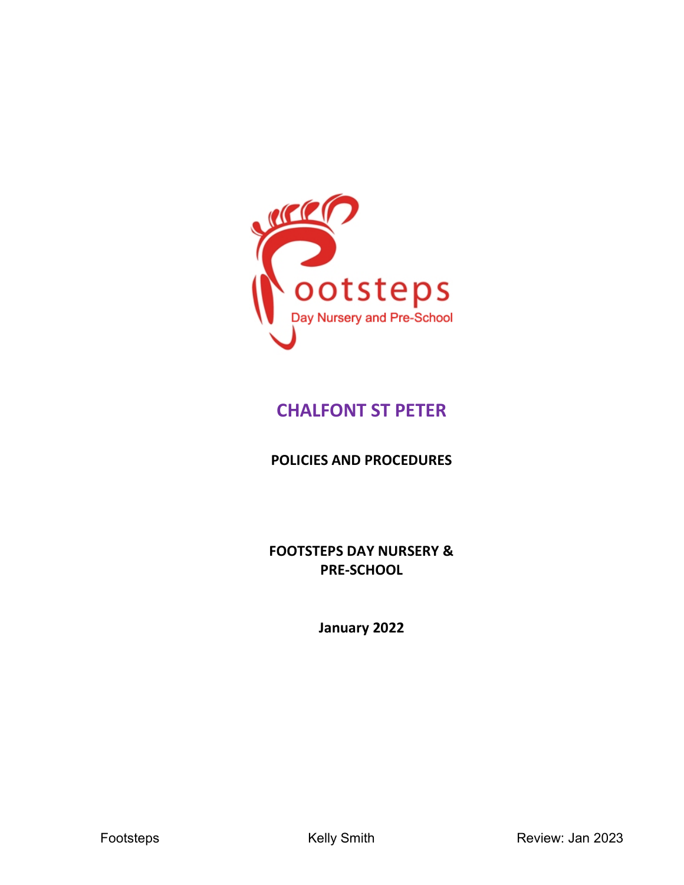# CHALFONT ST PETER

## POLICIES AND PROCEDURES

**FOOTSTEPS DAY NURSERY & PRE-SCHOOL**

**January 2022**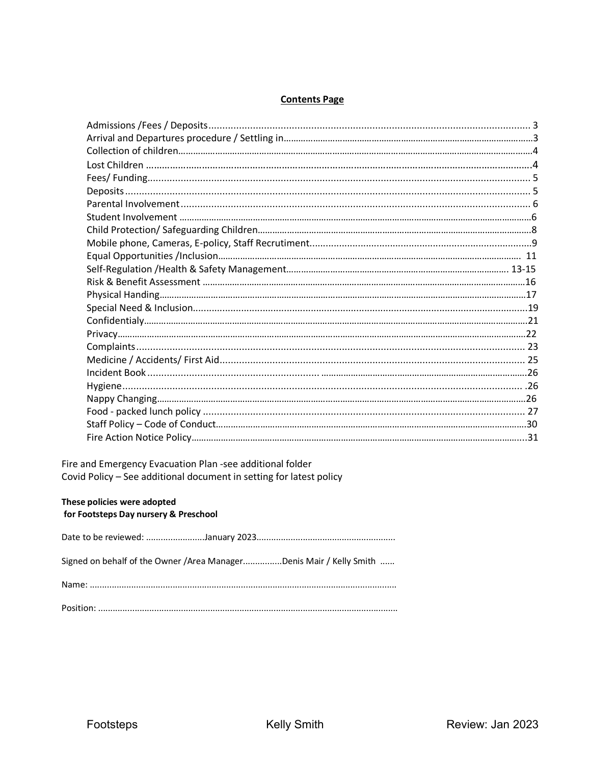## Contents Page

| Section | Page |
|---|---|
| Admissions /Fees / Deposits | 3 |
| Arrival and Departures procedure / Settling in | 3 |
| Collection of children | 4 |
| Lost Children | 4 |
| Fees/ Funding | 5 |
| Deposits | 5 |
| Parental Involvement | 6 |
| Student Involvement | 6 |
| Child Protection/ Safeguarding Children | 8 |
| Mobile phone, Cameras, E-policy, Staff Recrutiment | 9 |
| Equal Opportunities /Inclusion | 11 |
| Self-Regulation /Health & Safety Management | 13-15 |
| Risk & Benefit Assessment | 16 |
| Physical Handing | 17 |
| Special Need & Inclusion | 19 |
| Confidentialy | 21 |
| Privacy | 22 |
| Complaints | 23 |
| Medicine / Accidents/ First Aid | 25 |
| Incident Book | 26 |
| Hygiene | 26 |
| Nappy Changing | 26 |
| Food - packed lunch policy | 27 |
| Staff Policy – Code of Conduct | 30 |
| Fire Action Notice Policy | 31 |

Fire and Emergency Evacuation Plan -see additional folder
Covid Policy – See additional document in setting for latest policy

**These policies were adopted for Footsteps Day nursery & Preschool**

Date to be reviewed: ........................January 2023.........................................................

Signed on behalf of the Owner /Area Manager................Denis Mair / Kelly Smith ......

Name: ............................................................................................................................

Position: ........................................................................................................................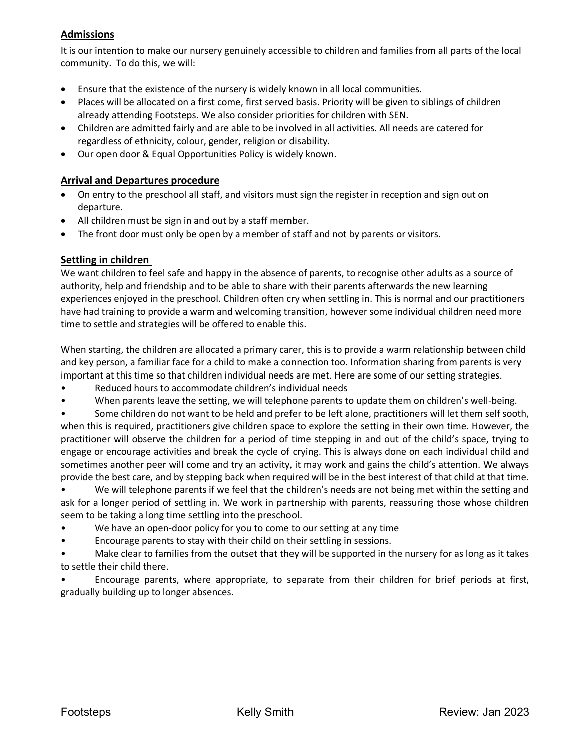## Admissions

It is our intention to make our nursery genuinely accessible to children and families from all parts of the local community. To do this, we will:

- Ensure that the existence of the nursery is widely known in all local communities.
- Places will be allocated on a first come, first served basis. Priority will be given to siblings of children already attending Footsteps. We also consider priorities for children with SEN.
- Children are admitted fairly and are able to be involved in all activities. All needs are catered for regardless of ethnicity, colour, gender, religion or disability.
- Our open door & Equal Opportunities Policy is widely known.

## Arrival and Departures procedure

- On entry to the preschool all staff, and visitors must sign the register in reception and sign out on departure.
- All children must be sign in and out by a staff member.
- The front door must only be open by a member of staff and not by parents or visitors.

## Settling in children

We want children to feel safe and happy in the absence of parents, to recognise other adults as a source of authority, help and friendship and to be able to share with their parents afterwards the new learning experiences enjoyed in the preschool. Children often cry when settling in. This is normal and our practitioners have had training to provide a warm and welcoming transition, however some individual children need more time to settle and strategies will be offered to enable this.

When starting, the children are allocated a primary carer, this is to provide a warm relationship between child and key person, a familiar face for a child to make a connection too. Information sharing from parents is very important at this time so that children individual needs are met. Here are some of our setting strategies.

- Reduced hours to accommodate children's individual needs
- When parents leave the setting, we will telephone parents to update them on children's well-being.
- Some children do not want to be held and prefer to be left alone, practitioners will let them self sooth, when this is required, practitioners give children space to explore the setting in their own time. However, the practitioner will observe the children for a period of time stepping in and out of the child's space, trying to engage or encourage activities and break the cycle of crying. This is always done on each individual child and sometimes another peer will come and try an activity, it may work and gains the child's attention. We always provide the best care, and by stepping back when required will be in the best interest of that child at that time.
- We will telephone parents if we feel that the children's needs are not being met within the setting and ask for a longer period of settling in. We work in partnership with parents, reassuring those whose children seem to be taking a long time settling into the preschool.
- We have an open-door policy for you to come to our setting at any time
- Encourage parents to stay with their child on their settling in sessions.
- Make clear to families from the outset that they will be supported in the nursery for as long as it takes to settle their child there.
- Encourage parents, where appropriate, to separate from their children for brief periods at first, gradually building up to longer absences.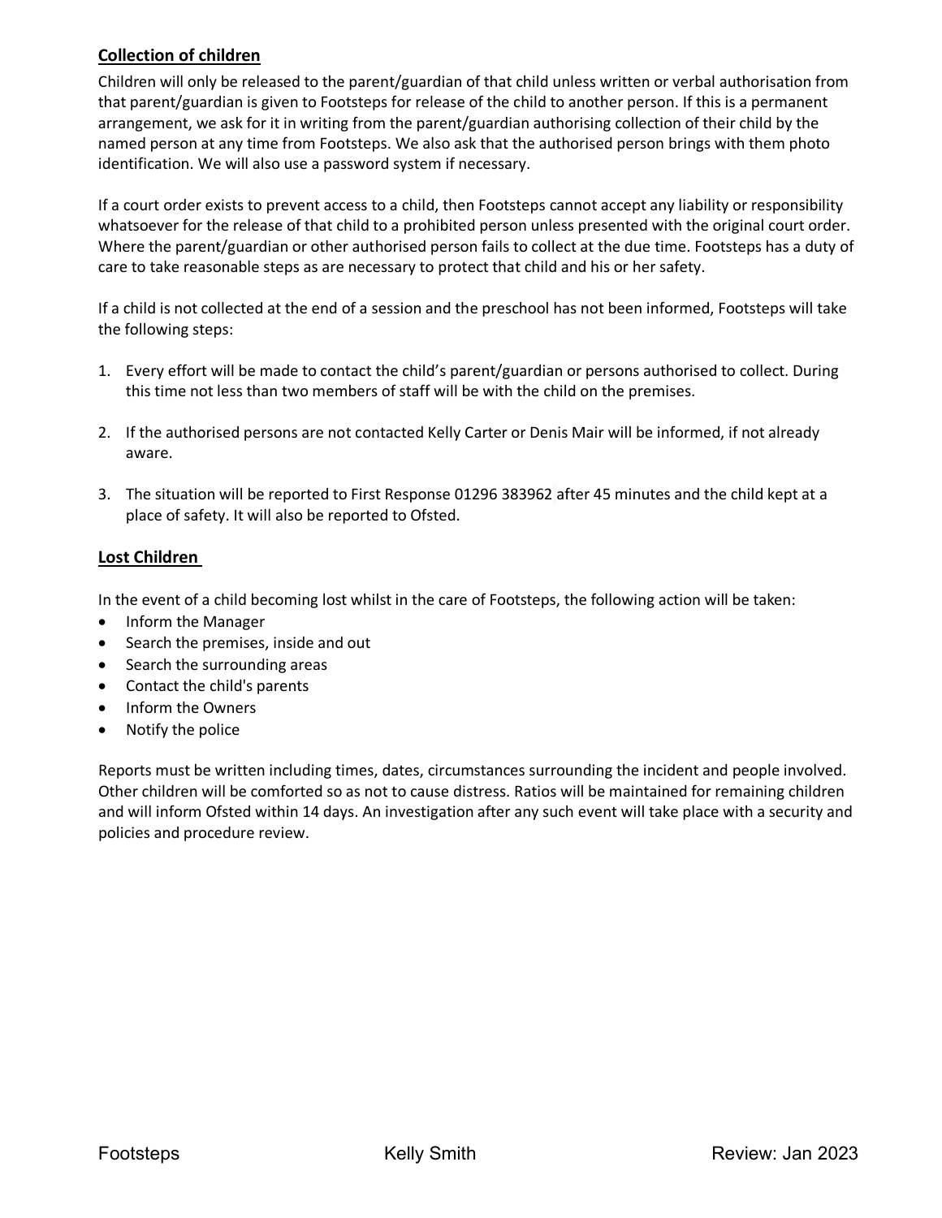## Collection of children

Children will only be released to the parent/guardian of that child unless written or verbal authorisation from that parent/guardian is given to Footsteps for release of the child to another person. If this is a permanent arrangement, we ask for it in writing from the parent/guardian authorising collection of their child by the named person at any time from Footsteps. We also ask that the authorised person brings with them photo identification. We will also use a password system if necessary.

If a court order exists to prevent access to a child, then Footsteps cannot accept any liability or responsibility whatsoever for the release of that child to a prohibited person unless presented with the original court order. Where the parent/guardian or other authorised person fails to collect at the due time. Footsteps has a duty of care to take reasonable steps as are necessary to protect that child and his or her safety.

If a child is not collected at the end of a session and the preschool has not been informed, Footsteps will take the following steps:

1. Every effort will be made to contact the child's parent/guardian or persons authorised to collect. During this time not less than two members of staff will be with the child on the premises.

2. If the authorised persons are not contacted Kelly Carter or Denis Mair will be informed, if not already aware.

3. The situation will be reported to First Response 01296 383962 after 45 minutes and the child kept at a place of safety. It will also be reported to Ofsted.

## Lost Children

In the event of a child becoming lost whilst in the care of Footsteps, the following action will be taken:

- Inform the Manager
- Search the premises, inside and out
- Search the surrounding areas
- Contact the child's parents
- Inform the Owners
- Notify the police

Reports must be written including times, dates, circumstances surrounding the incident and people involved. Other children will be comforted so as not to cause distress. Ratios will be maintained for remaining children and will inform Ofsted within 14 days. An investigation after any such event will take place with a security and policies and procedure review.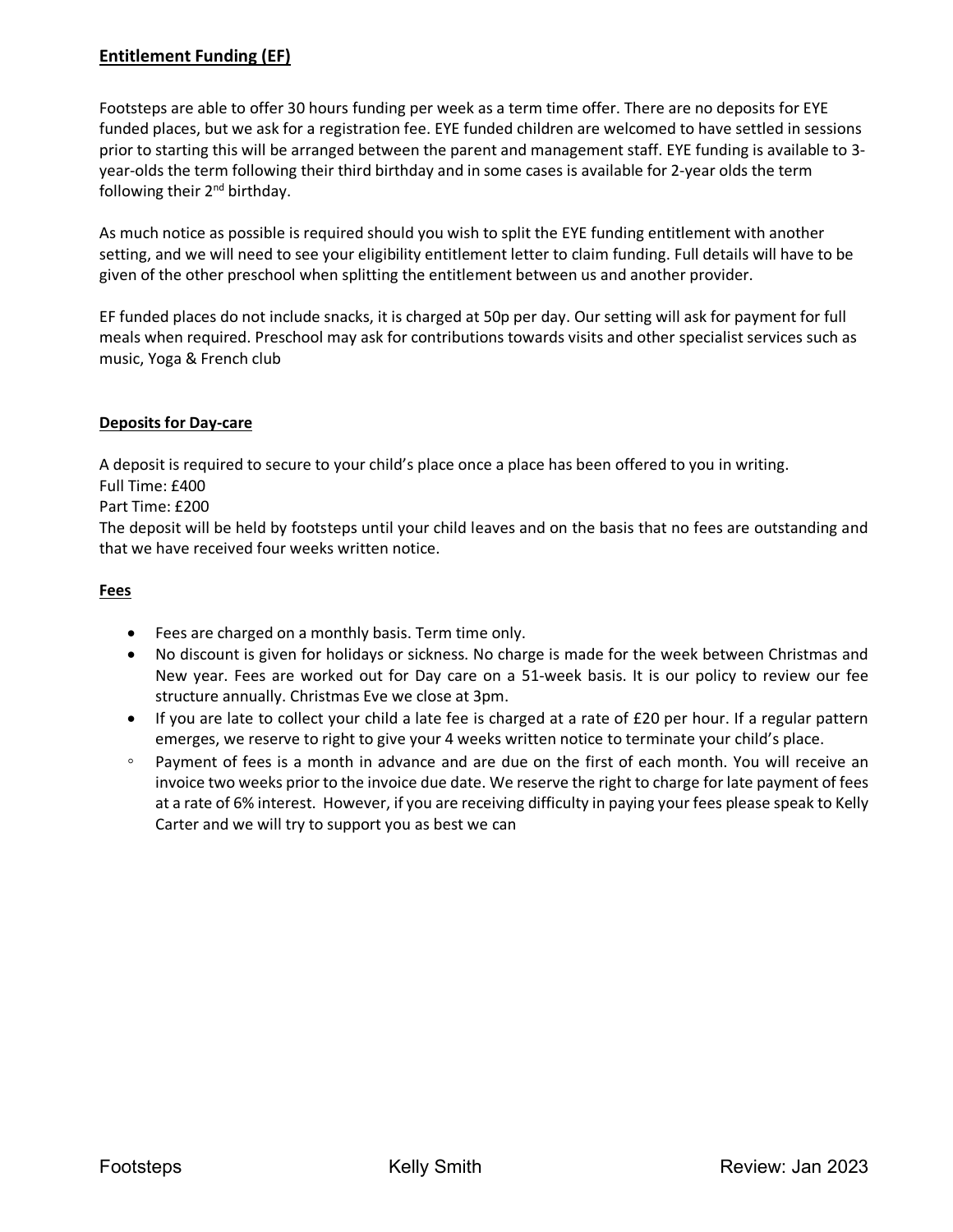## Entitlement Funding (EF)

Footsteps are able to offer 30 hours funding per week as a term time offer. There are no deposits for EYE funded places, but we ask for a registration fee. EYE funded children are welcomed to have settled in sessions prior to starting this will be arranged between the parent and management staff. EYE funding is available to 3-year-olds the term following their third birthday and in some cases is available for 2-year olds the term following their 2nd birthday.

As much notice as possible is required should you wish to split the EYE funding entitlement with another setting, and we will need to see your eligibility entitlement letter to claim funding. Full details will have to be given of the other preschool when splitting the entitlement between us and another provider.

EF funded places do not include snacks, it is charged at 50p per day. Our setting will ask for payment for full meals when required. Preschool may ask for contributions towards visits and other specialist services such as music, Yoga & French club

### Deposits for Day-care

A deposit is required to secure to your child's place once a place has been offered to you in writing.
Full Time: £400
Part Time: £200
The deposit will be held by footsteps until your child leaves and on the basis that no fees are outstanding and that we have received four weeks written notice.

### Fees

- Fees are charged on a monthly basis. Term time only.
- No discount is given for holidays or sickness. No charge is made for the week between Christmas and New year. Fees are worked out for Day care on a 51-week basis. It is our policy to review our fee structure annually. Christmas Eve we close at 3pm.
- If you are late to collect your child a late fee is charged at a rate of £20 per hour. If a regular pattern emerges, we reserve to right to give your 4 weeks written notice to terminate your child's place.
  - Payment of fees is a month in advance and are due on the first of each month. You will receive an invoice two weeks prior to the invoice due date. We reserve the right to charge for late payment of fees at a rate of 6% interest. However, if you are receiving difficulty in paying your fees please speak to Kelly Carter and we will try to support you as best we can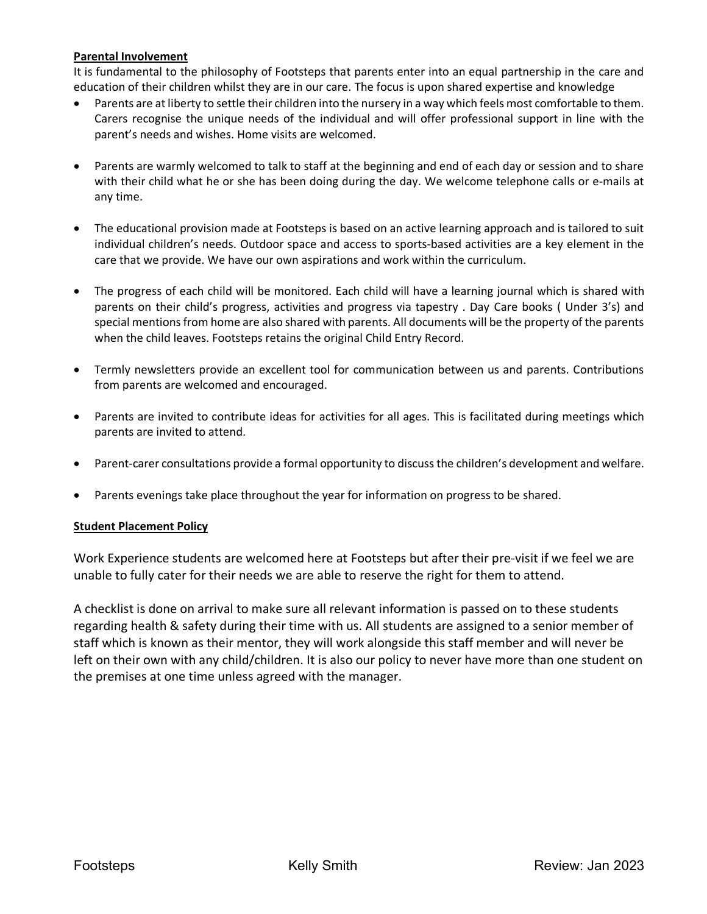**Parental Involvement**

It is fundamental to the philosophy of Footsteps that parents enter into an equal partnership in the care and education of their children whilst they are in our care. The focus is upon shared expertise and knowledge

- Parents are at liberty to settle their children into the nursery in a way which feels most comfortable to them. Carers recognise the unique needs of the individual and will offer professional support in line with the parent's needs and wishes. Home visits are welcomed.

- Parents are warmly welcomed to talk to staff at the beginning and end of each day or session and to share with their child what he or she has been doing during the day. We welcome telephone calls or e-mails at any time.

- The educational provision made at Footsteps is based on an active learning approach and is tailored to suit individual children's needs. Outdoor space and access to sports-based activities are a key element in the care that we provide. We have our own aspirations and work within the curriculum.

- The progress of each child will be monitored. Each child will have a learning journal which is shared with parents on their child's progress, activities and progress via tapestry . Day Care books ( Under 3's) and special mentions from home are also shared with parents. All documents will be the property of the parents when the child leaves. Footsteps retains the original Child Entry Record.

- Termly newsletters provide an excellent tool for communication between us and parents. Contributions from parents are welcomed and encouraged.

- Parents are invited to contribute ideas for activities for all ages. This is facilitated during meetings which parents are invited to attend.

- Parent-carer consultations provide a formal opportunity to discuss the children's development and welfare.

- Parents evenings take place throughout the year for information on progress to be shared.

**Student Placement Policy**

Work Experience students are welcomed here at Footsteps but after their pre-visit if we feel we are unable to fully cater for their needs we are able to reserve the right for them to attend.

A checklist is done on arrival to make sure all relevant information is passed on to these students regarding health & safety during their time with us. All students are assigned to a senior member of staff which is known as their mentor, they will work alongside this staff member and will never be left on their own with any child/children. It is also our policy to never have more than one student on the premises at one time unless agreed with the manager.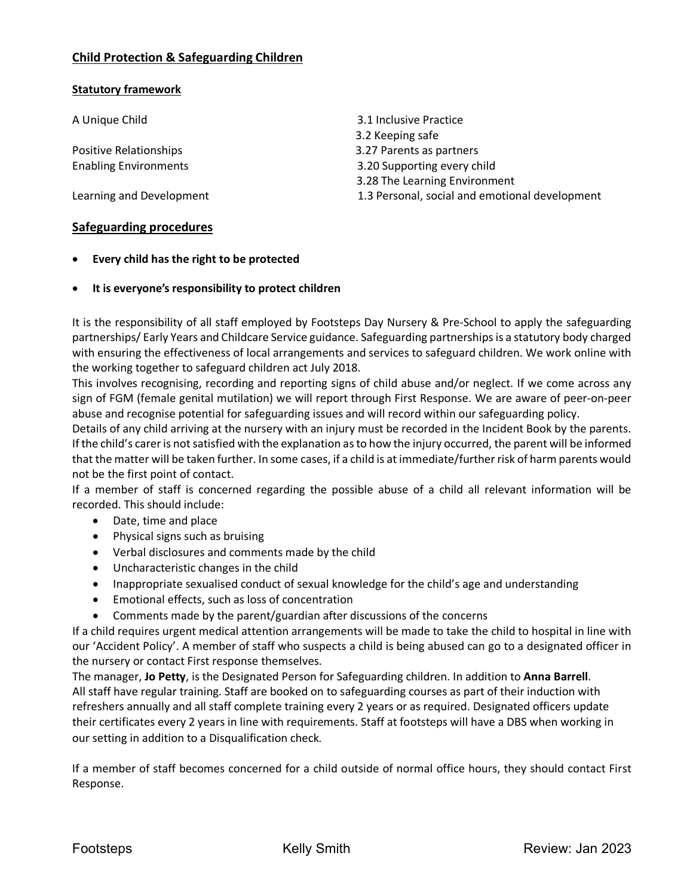## Child Protection & Safeguarding Children

### Statutory framework

| | |
|---|---|
| A Unique Child | 3.1 Inclusive Practice |
| | 3.2 Keeping safe |
| Positive Relationships | 3.27 Parents as partners |
| Enabling Environments | 3.20 Supporting every child |
| | 3.28 The Learning Environment |
| Learning and Development | 1.3 Personal, social and emotional development |

## Safeguarding procedures

- **Every child has the right to be protected**
- **It is everyone's responsibility to protect children**

It is the responsibility of all staff employed by Footsteps Day Nursery & Pre-School to apply the safeguarding partnerships/ Early Years and Childcare Service guidance. Safeguarding partnerships is a statutory body charged with ensuring the effectiveness of local arrangements and services to safeguard children. We work online with the working together to safeguard children act July 2018.

This involves recognising, recording and reporting signs of child abuse and/or neglect. If we come across any sign of FGM (female genital mutilation) we will report through First Response. We are aware of peer-on-peer abuse and recognise potential for safeguarding issues and will record within our safeguarding policy.

Details of any child arriving at the nursery with an injury must be recorded in the Incident Book by the parents. If the child's carer is not satisfied with the explanation as to how the injury occurred, the parent will be informed that the matter will be taken further. In some cases, if a child is at immediate/further risk of harm parents would not be the first point of contact.

If a member of staff is concerned regarding the possible abuse of a child all relevant information will be recorded. This should include:

- Date, time and place
- Physical signs such as bruising
- Verbal disclosures and comments made by the child
- Uncharacteristic changes in the child
- Inappropriate sexualised conduct of sexual knowledge for the child's age and understanding
- Emotional effects, such as loss of concentration
- Comments made by the parent/guardian after discussions of the concerns

If a child requires urgent medical attention arrangements will be made to take the child to hospital in line with our 'Accident Policy'. A member of staff who suspects a child is being abused can go to a designated officer in the nursery or contact First response themselves.

The manager, **Jo Petty**, is the Designated Person for Safeguarding children. In addition to **Anna Barrell**.

All staff have regular training. Staff are booked on to safeguarding courses as part of their induction with refreshers annually and all staff complete training every 2 years or as required. Designated officers update their certificates every 2 years in line with requirements. Staff at footsteps will have a DBS when working in our setting in addition to a Disqualification check.

If a member of staff becomes concerned for a child outside of normal office hours, they should contact First Response.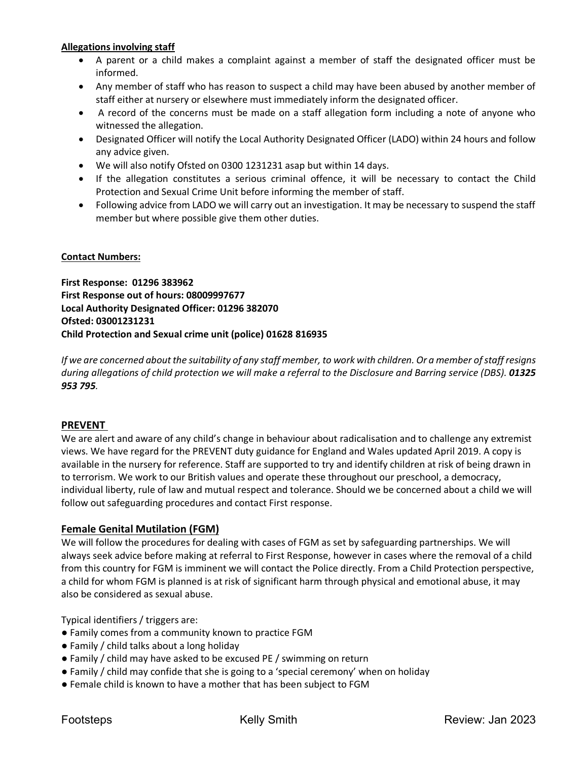**Allegations involving staff**

- A parent or a child makes a complaint against a member of staff the designated officer must be informed.
- Any member of staff who has reason to suspect a child may have been abused by another member of staff either at nursery or elsewhere must immediately inform the designated officer.
- A record of the concerns must be made on a staff allegation form including a note of anyone who witnessed the allegation.
- Designated Officer will notify the Local Authority Designated Officer (LADO) within 24 hours and follow any advice given.
- We will also notify Ofsted on 0300 1231231 asap but within 14 days.
- If the allegation constitutes a serious criminal offence, it will be necessary to contact the Child Protection and Sexual Crime Unit before informing the member of staff.
- Following advice from LADO we will carry out an investigation. It may be necessary to suspend the staff member but where possible give them other duties.

**Contact Numbers:**

**First Response: 01296 383962**
**First Response out of hours: 08009997677**
**Local Authority Designated Officer: 01296 382070**
**Ofsted: 03001231231**
**Child Protection and Sexual crime unit (police) 01628 816935**

*If we are concerned about the suitability of any staff member, to work with children. Or a member of staff resigns during allegations of child protection we will make a referral to the Disclosure and Barring service (DBS). **01325 953 795**.*

## PREVENT

We are alert and aware of any child's change in behaviour about radicalisation and to challenge any extremist views. We have regard for the PREVENT duty guidance for England and Wales updated April 2019. A copy is available in the nursery for reference. Staff are supported to try and identify children at risk of being drawn in to terrorism. We work to our British values and operate these throughout our preschool, a democracy, individual liberty, rule of law and mutual respect and tolerance. Should we be concerned about a child we will follow out safeguarding procedures and contact First response.

## Female Genital Mutilation (FGM)

We will follow the procedures for dealing with cases of FGM as set by safeguarding partnerships. We will always seek advice before making at referral to First Response, however in cases where the removal of a child from this country for FGM is imminent we will contact the Police directly. From a Child Protection perspective, a child for whom FGM is planned is at risk of significant harm through physical and emotional abuse, it may also be considered as sexual abuse.

Typical identifiers / triggers are:

- Family comes from a community known to practice FGM
- Family / child talks about a long holiday
- Family / child may have asked to be excused PE / swimming on return
- Family / child may confide that she is going to a 'special ceremony' when on holiday
- Female child is known to have a mother that has been subject to FGM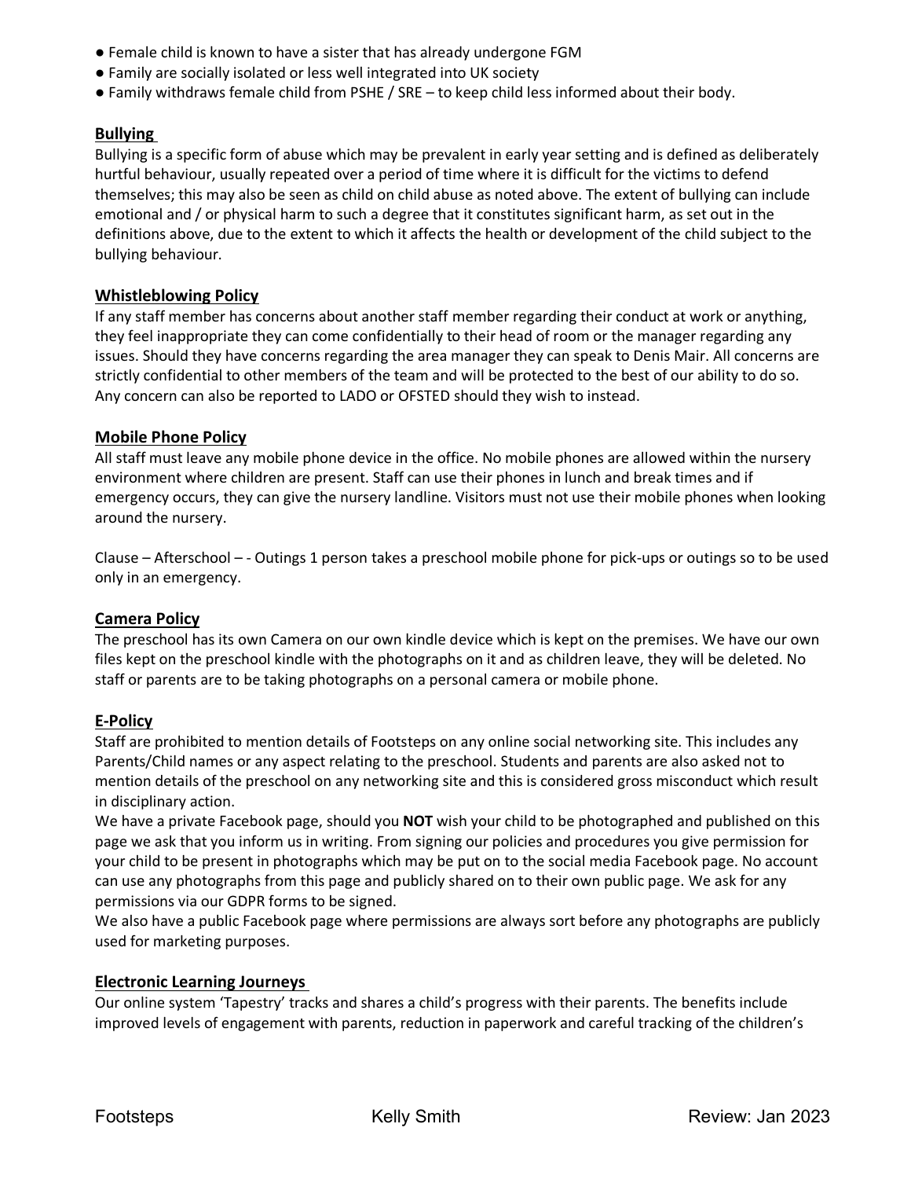- Female child is known to have a sister that has already undergone FGM
- Family are socially isolated or less well integrated into UK society
- Family withdraws female child from PSHE / SRE – to keep child less informed about their body.

## Bullying

Bullying is a specific form of abuse which may be prevalent in early year setting and is defined as deliberately hurtful behaviour, usually repeated over a period of time where it is difficult for the victims to defend themselves; this may also be seen as child on child abuse as noted above. The extent of bullying can include emotional and / or physical harm to such a degree that it constitutes significant harm, as set out in the definitions above, due to the extent to which it affects the health or development of the child subject to the bullying behaviour.

## Whistleblowing Policy

If any staff member has concerns about another staff member regarding their conduct at work or anything, they feel inappropriate they can come confidentially to their head of room or the manager regarding any issues. Should they have concerns regarding the area manager they can speak to Denis Mair. All concerns are strictly confidential to other members of the team and will be protected to the best of our ability to do so. Any concern can also be reported to LADO or OFSTED should they wish to instead.

## Mobile Phone Policy

All staff must leave any mobile phone device in the office. No mobile phones are allowed within the nursery environment where children are present. Staff can use their phones in lunch and break times and if emergency occurs, they can give the nursery landline. Visitors must not use their mobile phones when looking around the nursery.

Clause – Afterschool – - Outings 1 person takes a preschool mobile phone for pick-ups or outings so to be used only in an emergency.

## Camera Policy

The preschool has its own Camera on our own kindle device which is kept on the premises. We have our own files kept on the preschool kindle with the photographs on it and as children leave, they will be deleted. No staff or parents are to be taking photographs on a personal camera or mobile phone.

## E-Policy

Staff are prohibited to mention details of Footsteps on any online social networking site. This includes any Parents/Child names or any aspect relating to the preschool. Students and parents are also asked not to mention details of the preschool on any networking site and this is considered gross misconduct which result in disciplinary action.

We have a private Facebook page, should you **NOT** wish your child to be photographed and published on this page we ask that you inform us in writing. From signing our policies and procedures you give permission for your child to be present in photographs which may be put on to the social media Facebook page. No account can use any photographs from this page and publicly shared on to their own public page. We ask for any permissions via our GDPR forms to be signed.

We also have a public Facebook page where permissions are always sort before any photographs are publicly used for marketing purposes.

## Electronic Learning Journeys

Our online system 'Tapestry' tracks and shares a child's progress with their parents. The benefits include improved levels of engagement with parents, reduction in paperwork and careful tracking of the children's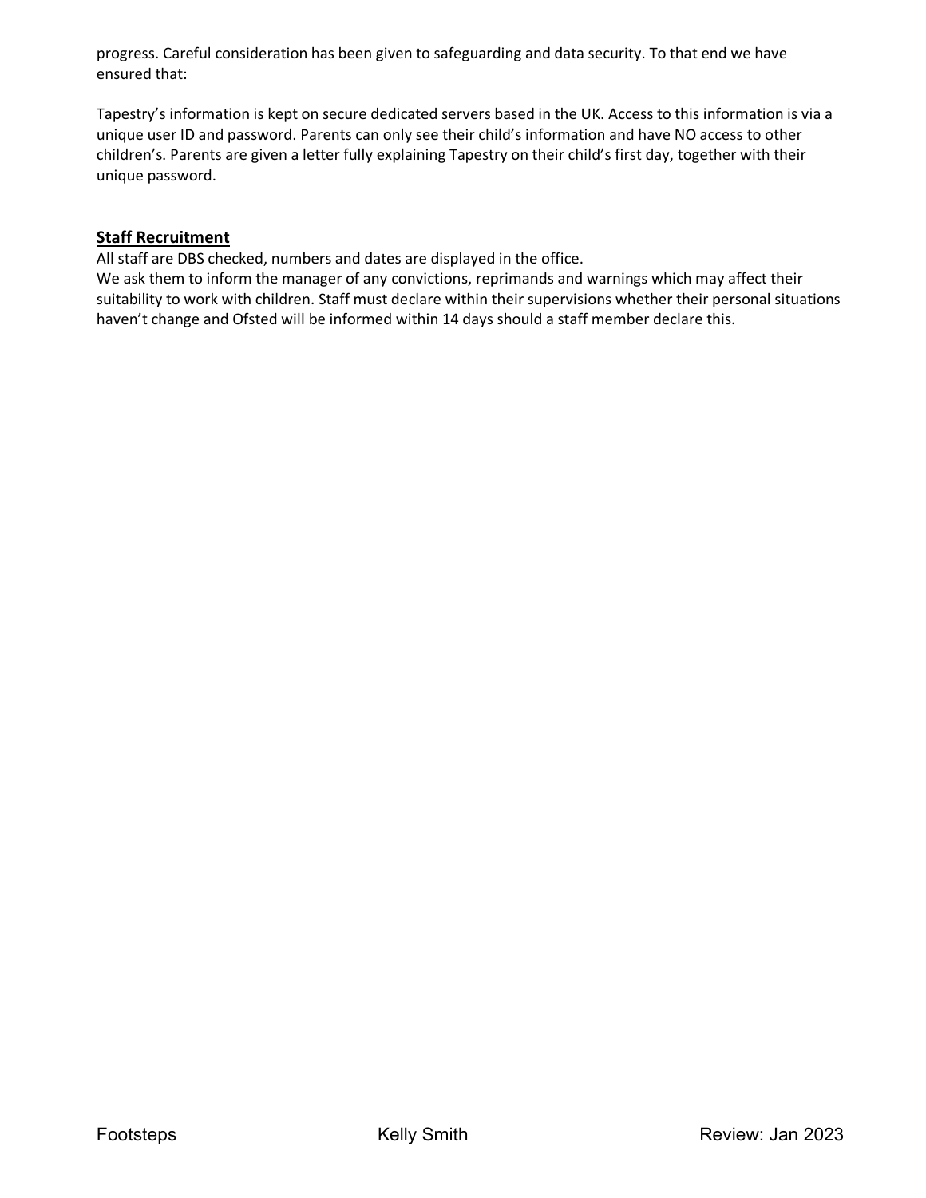progress. Careful consideration has been given to safeguarding and data security. To that end we have ensured that:

Tapestry's information is kept on secure dedicated servers based in the UK. Access to this information is via a unique user ID and password. Parents can only see their child's information and have NO access to other children's. Parents are given a letter fully explaining Tapestry on their child's first day, together with their unique password.

## Staff Recruitment

All staff are DBS checked, numbers and dates are displayed in the office.
We ask them to inform the manager of any convictions, reprimands and warnings which may affect their suitability to work with children. Staff must declare within their supervisions whether their personal situations haven't change and Ofsted will be informed within 14 days should a staff member declare this.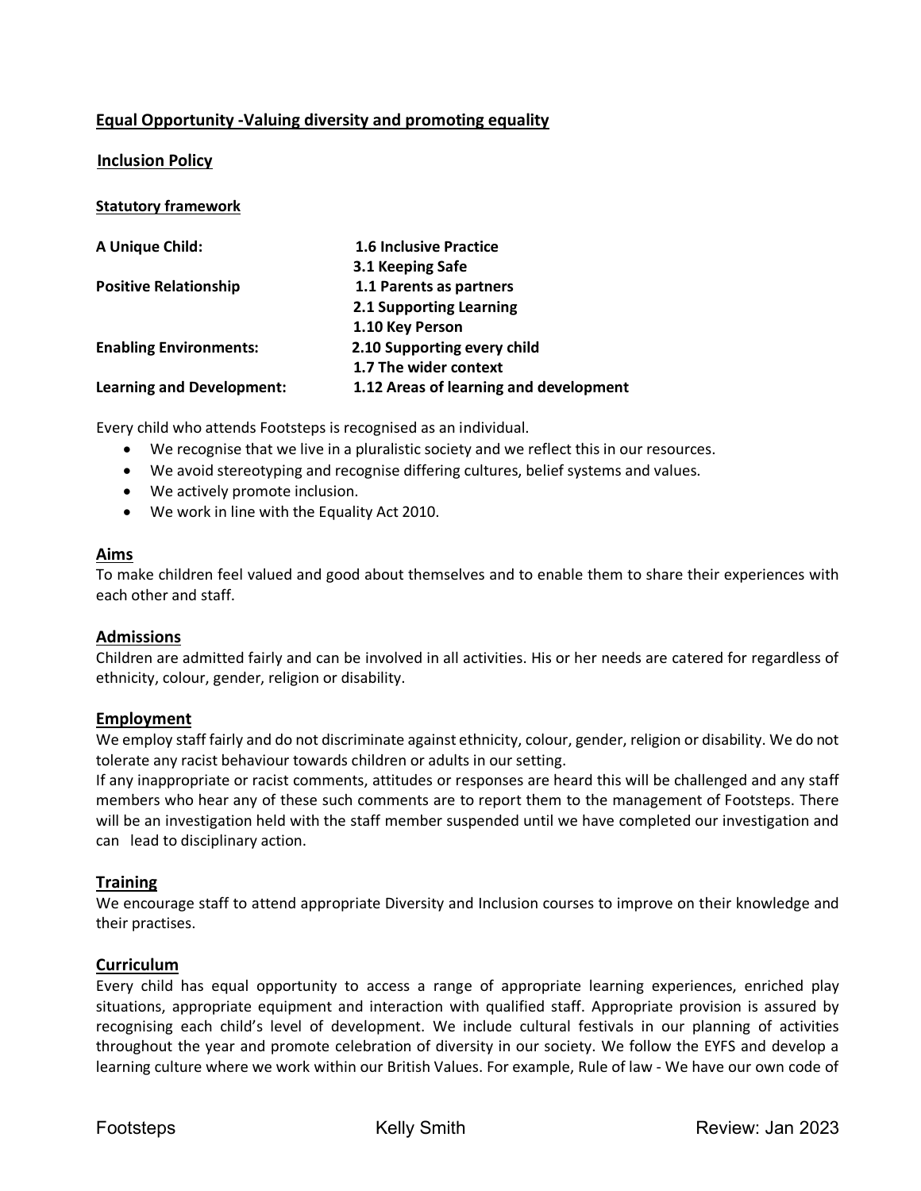## Equal Opportunity -Valuing diversity and promoting equality

### Inclusion Policy

**Statutory framework**

| | |
|---|---|
| **A Unique Child:** | **1.6 Inclusive Practice** |
| | **3.1 Keeping Safe** |
| **Positive Relationship** | **1.1 Parents as partners** |
| | **2.1 Supporting Learning** |
| | **1.10 Key Person** |
| **Enabling Environments:** | **2.10 Supporting every child** |
| | **1.7 The wider context** |
| **Learning and Development:** | **1.12 Areas of learning and development** |

Every child who attends Footsteps is recognised as an individual.

- We recognise that we live in a pluralistic society and we reflect this in our resources.
- We avoid stereotyping and recognise differing cultures, belief systems and values.
- We actively promote inclusion.
- We work in line with the Equality Act 2010.

### Aims

To make children feel valued and good about themselves and to enable them to share their experiences with each other and staff.

### Admissions

Children are admitted fairly and can be involved in all activities. His or her needs are catered for regardless of ethnicity, colour, gender, religion or disability.

### Employment

We employ staff fairly and do not discriminate against ethnicity, colour, gender, religion or disability. We do not tolerate any racist behaviour towards children or adults in our setting.

If any inappropriate or racist comments, attitudes or responses are heard this will be challenged and any staff members who hear any of these such comments are to report them to the management of Footsteps. There will be an investigation held with the staff member suspended until we have completed our investigation and can lead to disciplinary action.

### Training

We encourage staff to attend appropriate Diversity and Inclusion courses to improve on their knowledge and their practises.

### Curriculum

Every child has equal opportunity to access a range of appropriate learning experiences, enriched play situations, appropriate equipment and interaction with qualified staff. Appropriate provision is assured by recognising each child's level of development. We include cultural festivals in our planning of activities throughout the year and promote celebration of diversity in our society. We follow the EYFS and develop a learning culture where we work within our British Values. For example, Rule of law - We have our own code of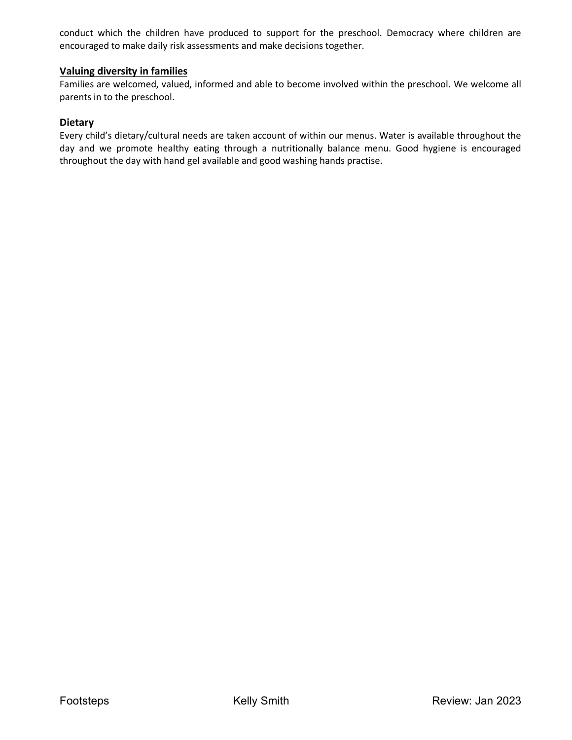conduct which the children have produced to support for the preschool. Democracy where children are encouraged to make daily risk assessments and make decisions together.

**Valuing diversity in families**

Families are welcomed, valued, informed and able to become involved within the preschool. We welcome all parents in to the preschool.

**Dietary**

Every child's dietary/cultural needs are taken account of within our menus. Water is available throughout the day and we promote healthy eating through a nutritionally balance menu. Good hygiene is encouraged throughout the day with hand gel available and good washing hands practise.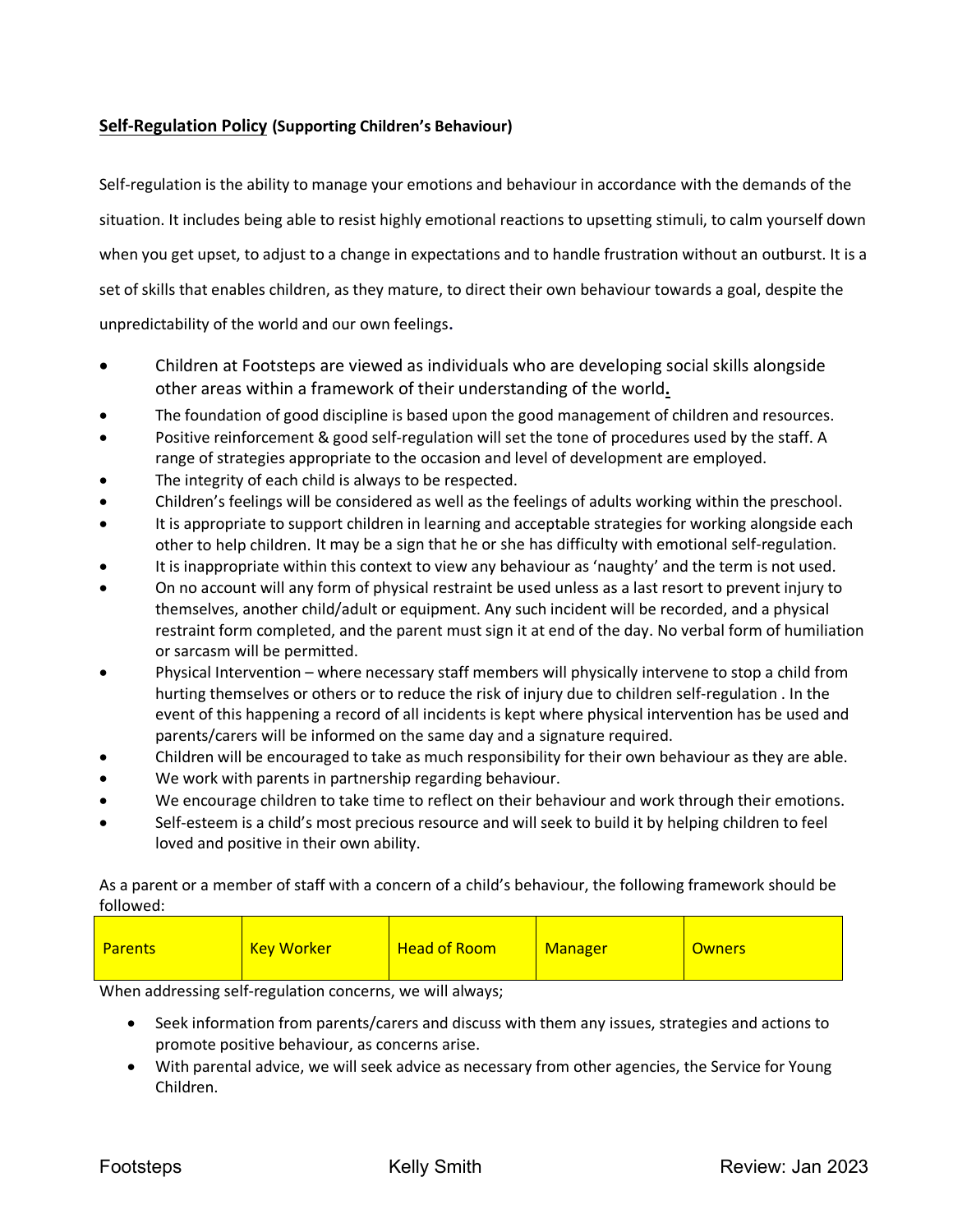**Self-Regulation Policy** **(Supporting Children's Behaviour)**

Self-regulation is the ability to manage your emotions and behaviour in accordance with the demands of the situation. It includes being able to resist highly emotional reactions to upsetting stimuli, to calm yourself down when you get upset, to adjust to a change in expectations and to handle frustration without an outburst. It is a set of skills that enables children, as they mature, to direct their own behaviour towards a goal, despite the unpredictability of the world and our own feelings.

- Children at Footsteps are viewed as individuals who are developing social skills alongside other areas within a framework of their understanding of the world.
- The foundation of good discipline is based upon the good management of children and resources.
- Positive reinforcement & good self-regulation will set the tone of procedures used by the staff. A range of strategies appropriate to the occasion and level of development are employed.
- The integrity of each child is always to be respected.
- Children's feelings will be considered as well as the feelings of adults working within the preschool.
- It is appropriate to support children in learning and acceptable strategies for working alongside each other to help children. It may be a sign that he or she has difficulty with emotional self-regulation.
- It is inappropriate within this context to view any behaviour as 'naughty' and the term is not used.
- On no account will any form of physical restraint be used unless as a last resort to prevent injury to themselves, another child/adult or equipment. Any such incident will be recorded, and a physical restraint form completed, and the parent must sign it at end of the day. No verbal form of humiliation or sarcasm will be permitted.
- Physical Intervention – where necessary staff members will physically intervene to stop a child from hurting themselves or others or to reduce the risk of injury due to children self-regulation . In the event of this happening a record of all incidents is kept where physical intervention has be used and parents/carers will be informed on the same day and a signature required.
- Children will be encouraged to take as much responsibility for their own behaviour as they are able.
- We work with parents in partnership regarding behaviour.
- We encourage children to take time to reflect on their behaviour and work through their emotions.
- Self-esteem is a child's most precious resource and will seek to build it by helping children to feel loved and positive in their own ability.

As a parent or a member of staff with a concern of a child's behaviour, the following framework should be followed:

| Parents | Key Worker | Head of Room | Manager | Owners |
|---|---|---|---|---|

When addressing self-regulation concerns, we will always;

- Seek information from parents/carers and discuss with them any issues, strategies and actions to promote positive behaviour, as concerns arise.
- With parental advice, we will seek advice as necessary from other agencies, the Service for Young Children.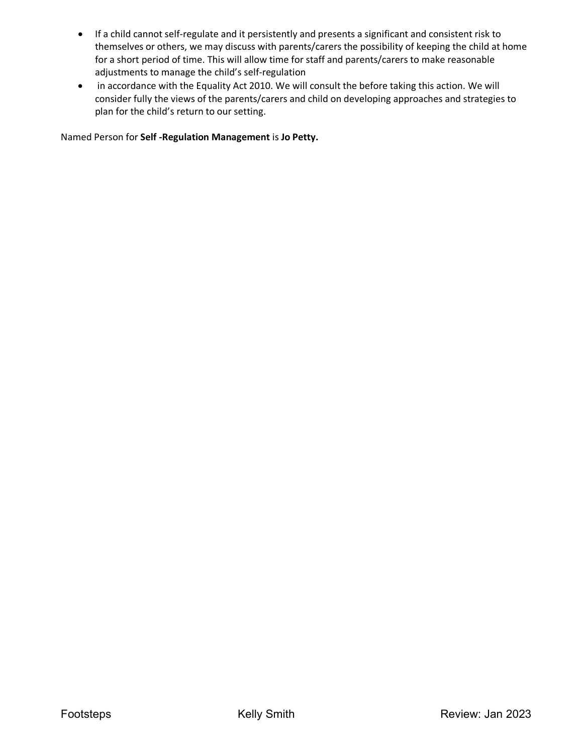- If a child cannot self-regulate and it persistently and presents a significant and consistent risk to themselves or others, we may discuss with parents/carers the possibility of keeping the child at home for a short period of time. This will allow time for staff and parents/carers to make reasonable adjustments to manage the child's self-regulation
- in accordance with the Equality Act 2010. We will consult the before taking this action. We will consider fully the views of the parents/carers and child on developing approaches and strategies to plan for the child's return to our setting.

Named Person for **Self -Regulation Management** is **Jo Petty.**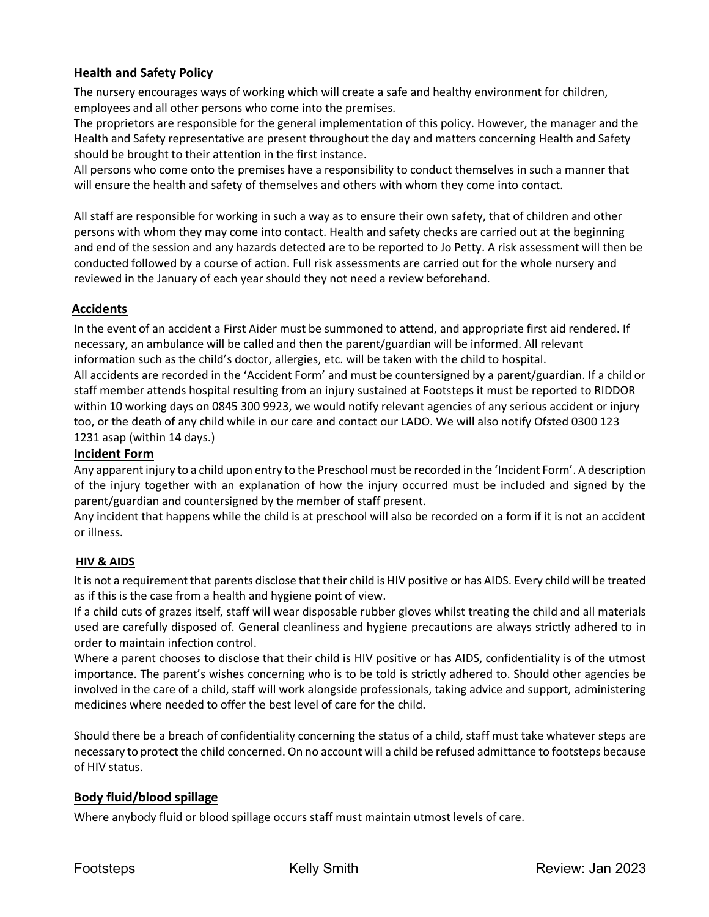## Health and Safety Policy

The nursery encourages ways of working which will create a safe and healthy environment for children, employees and all other persons who come into the premises.
The proprietors are responsible for the general implementation of this policy. However, the manager and the Health and Safety representative are present throughout the day and matters concerning Health and Safety should be brought to their attention in the first instance.
All persons who come onto the premises have a responsibility to conduct themselves in such a manner that will ensure the health and safety of themselves and others with whom they come into contact.

All staff are responsible for working in such a way as to ensure their own safety, that of children and other persons with whom they may come into contact. Health and safety checks are carried out at the beginning and end of the session and any hazards detected are to be reported to Jo Petty. A risk assessment will then be conducted followed by a course of action. Full risk assessments are carried out for the whole nursery and reviewed in the January of each year should they not need a review beforehand.

## Accidents

In the event of an accident a First Aider must be summoned to attend, and appropriate first aid rendered. If necessary, an ambulance will be called and then the parent/guardian will be informed. All relevant information such as the child's doctor, allergies, etc. will be taken with the child to hospital.
All accidents are recorded in the 'Accident Form' and must be countersigned by a parent/guardian. If a child or staff member attends hospital resulting from an injury sustained at Footsteps it must be reported to RIDDOR within 10 working days on 0845 300 9923, we would notify relevant agencies of any serious accident or injury too, or the death of any child while in our care and contact our LADO. We will also notify Ofsted 0300 123 1231 asap (within 14 days.)

## Incident Form

Any apparent injury to a child upon entry to the Preschool must be recorded in the 'Incident Form'. A description of the injury together with an explanation of how the injury occurred must be included and signed by the parent/guardian and countersigned by the member of staff present.
Any incident that happens while the child is at preschool will also be recorded on a form if it is not an accident or illness.

## HIV & AIDS

It is not a requirement that parents disclose that their child is HIV positive or has AIDS. Every child will be treated as if this is the case from a health and hygiene point of view.
If a child cuts of grazes itself, staff will wear disposable rubber gloves whilst treating the child and all materials used are carefully disposed of. General cleanliness and hygiene precautions are always strictly adhered to in order to maintain infection control.
Where a parent chooses to disclose that their child is HIV positive or has AIDS, confidentiality is of the utmost importance. The parent's wishes concerning who is to be told is strictly adhered to. Should other agencies be involved in the care of a child, staff will work alongside professionals, taking advice and support, administering medicines where needed to offer the best level of care for the child.

Should there be a breach of confidentiality concerning the status of a child, staff must take whatever steps are necessary to protect the child concerned. On no account will a child be refused admittance to footsteps because of HIV status.

## Body fluid/blood spillage

Where anybody fluid or blood spillage occurs staff must maintain utmost levels of care.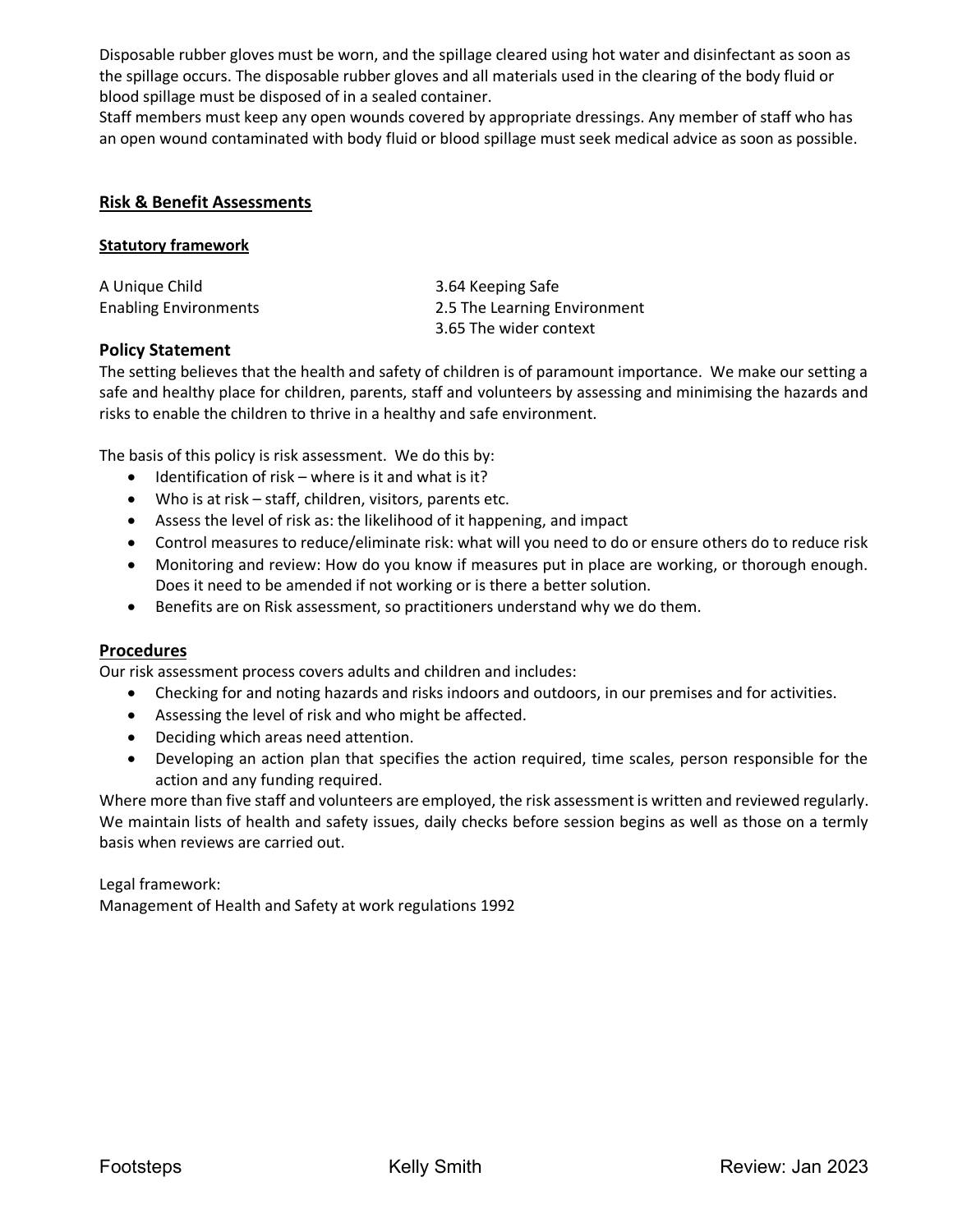Disposable rubber gloves must be worn, and the spillage cleared using hot water and disinfectant as soon as the spillage occurs. The disposable rubber gloves and all materials used in the clearing of the body fluid or blood spillage must be disposed of in a sealed container.
Staff members must keep any open wounds covered by appropriate dressings. Any member of staff who has an open wound contaminated with body fluid or blood spillage must seek medical advice as soon as possible.

## Risk & Benefit Assessments

### Statutory framework

| | |
|---|---|
| A Unique Child | 3.64 Keeping Safe |
| Enabling Environments | 2.5 The Learning Environment |
| | 3.65 The wider context |

### Policy Statement

The setting believes that the health and safety of children is of paramount importance. We make our setting a safe and healthy place for children, parents, staff and volunteers by assessing and minimising the hazards and risks to enable the children to thrive in a healthy and safe environment.

The basis of this policy is risk assessment. We do this by:

- Identification of risk – where is it and what is it?
- Who is at risk – staff, children, visitors, parents etc.
- Assess the level of risk as: the likelihood of it happening, and impact
- Control measures to reduce/eliminate risk: what will you need to do or ensure others do to reduce risk
- Monitoring and review: How do you know if measures put in place are working, or thorough enough. Does it need to be amended if not working or is there a better solution.
- Benefits are on Risk assessment, so practitioners understand why we do them.

### Procedures

Our risk assessment process covers adults and children and includes:

- Checking for and noting hazards and risks indoors and outdoors, in our premises and for activities.
- Assessing the level of risk and who might be affected.
- Deciding which areas need attention.
- Developing an action plan that specifies the action required, time scales, person responsible for the action and any funding required.

Where more than five staff and volunteers are employed, the risk assessment is written and reviewed regularly. We maintain lists of health and safety issues, daily checks before session begins as well as those on a termly basis when reviews are carried out.

Legal framework:
Management of Health and Safety at work regulations 1992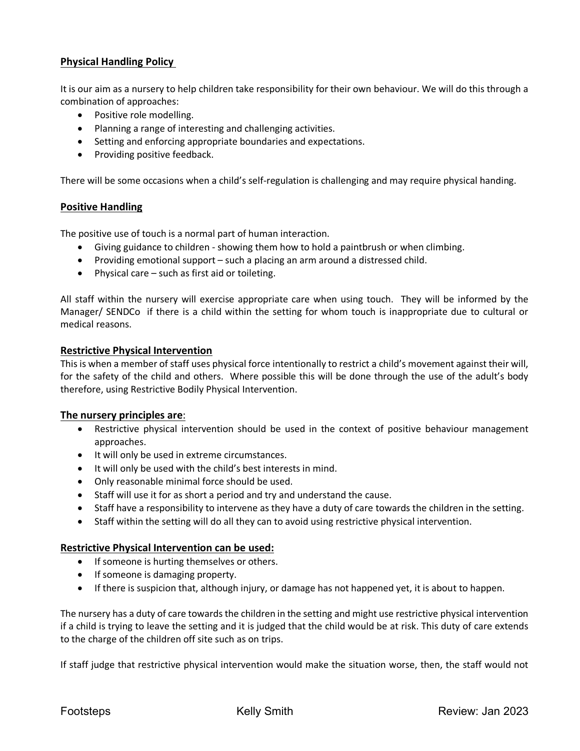## Physical Handling Policy

It is our aim as a nursery to help children take responsibility for their own behaviour. We will do this through a combination of approaches:

- Positive role modelling.
- Planning a range of interesting and challenging activities.
- Setting and enforcing appropriate boundaries and expectations.
- Providing positive feedback.

There will be some occasions when a child's self-regulation is challenging and may require physical handing.

## Positive Handling

The positive use of touch is a normal part of human interaction.

- Giving guidance to children - showing them how to hold a paintbrush or when climbing.
- Providing emotional support – such a placing an arm around a distressed child.
- Physical care – such as first aid or toileting.

All staff within the nursery will exercise appropriate care when using touch. They will be informed by the Manager/ SENDCo if there is a child within the setting for whom touch is inappropriate due to cultural or medical reasons.

### Restrictive Physical Intervention

This is when a member of staff uses physical force intentionally to restrict a child's movement against their will, for the safety of the child and others. Where possible this will be done through the use of the adult's body therefore, using Restrictive Bodily Physical Intervention.

### The nursery principles are:

- Restrictive physical intervention should be used in the context of positive behaviour management approaches.
- It will only be used in extreme circumstances.
- It will only be used with the child's best interests in mind.
- Only reasonable minimal force should be used.
- Staff will use it for as short a period and try and understand the cause.
- Staff have a responsibility to intervene as they have a duty of care towards the children in the setting.
- Staff within the setting will do all they can to avoid using restrictive physical intervention.

### Restrictive Physical Intervention can be used:

- If someone is hurting themselves or others.
- If someone is damaging property.
- If there is suspicion that, although injury, or damage has not happened yet, it is about to happen.

The nursery has a duty of care towards the children in the setting and might use restrictive physical intervention if a child is trying to leave the setting and it is judged that the child would be at risk. This duty of care extends to the charge of the children off site such as on trips.

If staff judge that restrictive physical intervention would make the situation worse, then, the staff would not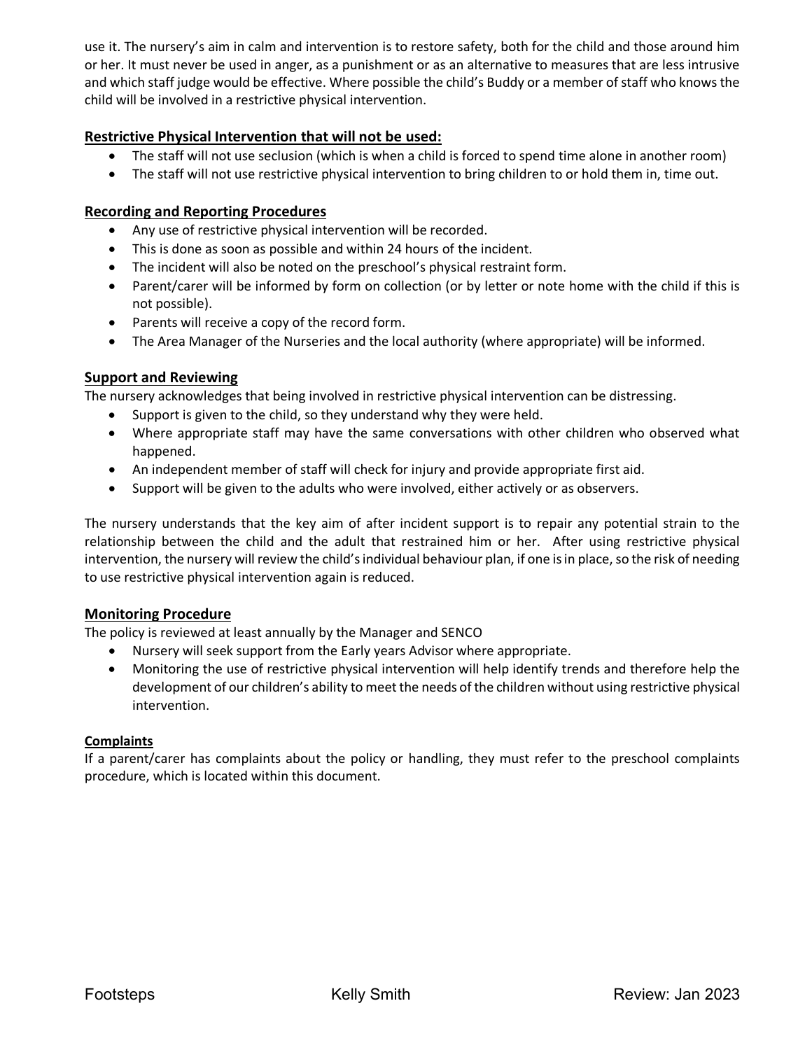use it. The nursery's aim in calm and intervention is to restore safety, both for the child and those around him or her. It must never be used in anger, as a punishment or as an alternative to measures that are less intrusive and which staff judge would be effective. Where possible the child's Buddy or a member of staff who knows the child will be involved in a restrictive physical intervention.

## Restrictive Physical Intervention that will not be used:

- The staff will not use seclusion (which is when a child is forced to spend time alone in another room)
- The staff will not use restrictive physical intervention to bring children to or hold them in, time out.

## Recording and Reporting Procedures

- Any use of restrictive physical intervention will be recorded.
- This is done as soon as possible and within 24 hours of the incident.
- The incident will also be noted on the preschool's physical restraint form.
- Parent/carer will be informed by form on collection (or by letter or note home with the child if this is not possible).
- Parents will receive a copy of the record form.
- The Area Manager of the Nurseries and the local authority (where appropriate) will be informed.

## Support and Reviewing

The nursery acknowledges that being involved in restrictive physical intervention can be distressing.

- Support is given to the child, so they understand why they were held.
- Where appropriate staff may have the same conversations with other children who observed what happened.
- An independent member of staff will check for injury and provide appropriate first aid.
- Support will be given to the adults who were involved, either actively or as observers.

The nursery understands that the key aim of after incident support is to repair any potential strain to the relationship between the child and the adult that restrained him or her. After using restrictive physical intervention, the nursery will review the child's individual behaviour plan, if one is in place, so the risk of needing to use restrictive physical intervention again is reduced.

## Monitoring Procedure

The policy is reviewed at least annually by the Manager and SENCO

- Nursery will seek support from the Early years Advisor where appropriate.
- Monitoring the use of restrictive physical intervention will help identify trends and therefore help the development of our children's ability to meet the needs of the children without using restrictive physical intervention.

### Complaints

If a parent/carer has complaints about the policy or handling, they must refer to the preschool complaints procedure, which is located within this document.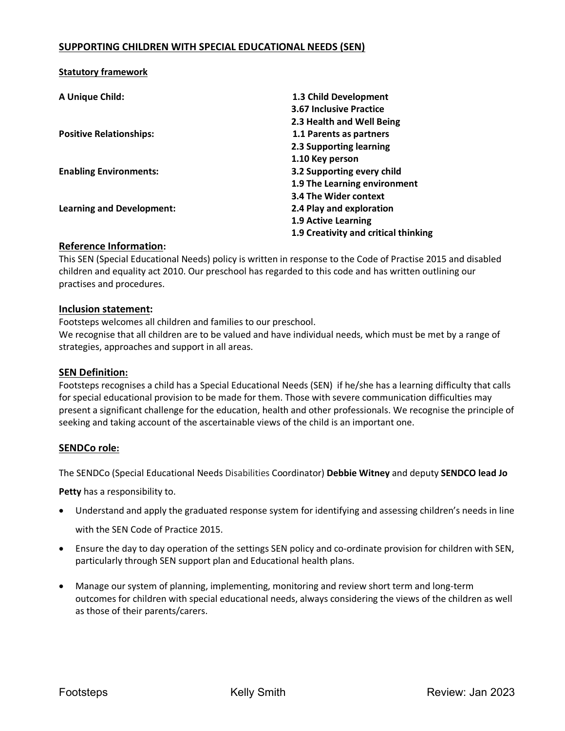## SUPPORTING CHILDREN WITH SPECIAL EDUCATIONAL NEEDS (SEN)

**Statutory framework**

| | |
|---|---|
| **A Unique Child:** | **1.3 Child Development** |
| | **3.67 Inclusive Practice** |
| | **2.3 Health and Well Being** |
| **Positive Relationships:** | **1.1 Parents as partners** |
| | **2.3 Supporting learning** |
| | **1.10 Key person** |
| **Enabling Environments:** | **3.2 Supporting every child** |
| | **1.9 The Learning environment** |
| | **3.4 The Wider context** |
| **Learning and Development:** | **2.4 Play and exploration** |
| | **1.9 Active Learning** |
| | **1.9 Creativity and critical thinking** |

### Reference Information:

This SEN (Special Educational Needs) policy is written in response to the Code of Practise 2015 and disabled children and equality act 2010. Our preschool has regarded to this code and has written outlining our practises and procedures.

### Inclusion statement:

Footsteps welcomes all children and families to our preschool.
We recognise that all children are to be valued and have individual needs, which must be met by a range of strategies, approaches and support in all areas.

### SEN Definition:

Footsteps recognises a child has a Special Educational Needs (SEN) if he/she has a learning difficulty that calls for special educational provision to be made for them. Those with severe communication difficulties may present a significant challenge for the education, health and other professionals. We recognise the principle of seeking and taking account of the ascertainable views of the child is an important one.

### SENDCo role:

The SENDCo (Special Educational Needs Disabilities Coordinator) **Debbie Witney** and deputy **SENDCO lead Jo Petty** has a responsibility to.

- Understand and apply the graduated response system for identifying and assessing children's needs in line with the SEN Code of Practice 2015.
- Ensure the day to day operation of the settings SEN policy and co-ordinate provision for children with SEN, particularly through SEN support plan and Educational health plans.
- Manage our system of planning, implementing, monitoring and review short term and long-term outcomes for children with special educational needs, always considering the views of the children as well as those of their parents/carers.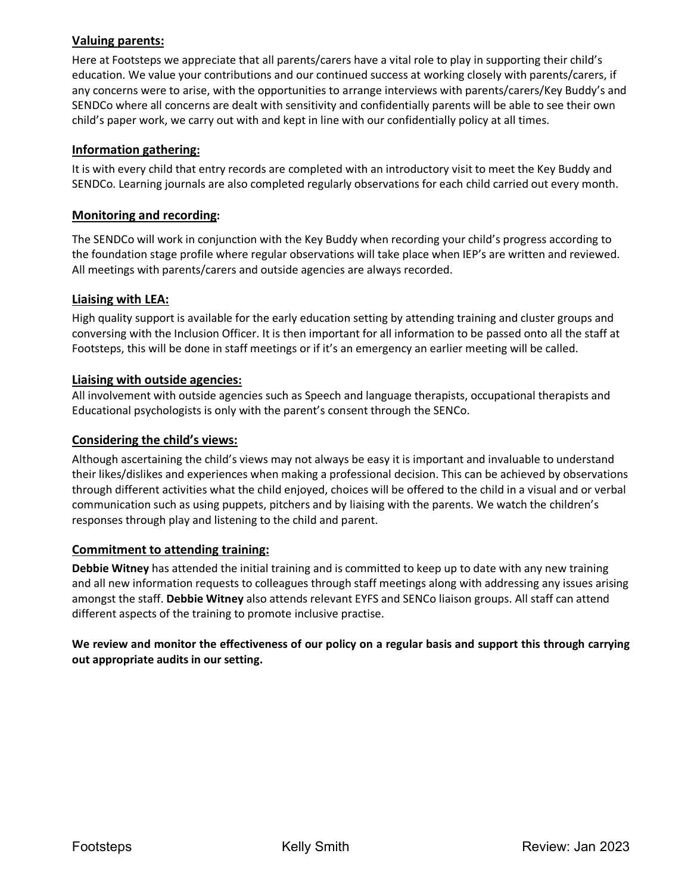## Valuing parents:

Here at Footsteps we appreciate that all parents/carers have a vital role to play in supporting their child's education. We value your contributions and our continued success at working closely with parents/carers, if any concerns were to arise, with the opportunities to arrange interviews with parents/carers/Key Buddy's and SENDCo where all concerns are dealt with sensitivity and confidentially parents will be able to see their own child's paper work, we carry out with and kept in line with our confidentially policy at all times.

## Information gathering:

It is with every child that entry records are completed with an introductory visit to meet the Key Buddy and SENDCo. Learning journals are also completed regularly observations for each child carried out every month.

## Monitoring and recording:

The SENDCo will work in conjunction with the Key Buddy when recording your child's progress according to the foundation stage profile where regular observations will take place when IEP's are written and reviewed. All meetings with parents/carers and outside agencies are always recorded.

## Liaising with LEA:

High quality support is available for the early education setting by attending training and cluster groups and conversing with the Inclusion Officer. It is then important for all information to be passed onto all the staff at Footsteps, this will be done in staff meetings or if it's an emergency an earlier meeting will be called.

## Liaising with outside agencies:

All involvement with outside agencies such as Speech and language therapists, occupational therapists and Educational psychologists is only with the parent's consent through the SENCo.

## Considering the child's views:

Although ascertaining the child's views may not always be easy it is important and invaluable to understand their likes/dislikes and experiences when making a professional decision. This can be achieved by observations through different activities what the child enjoyed, choices will be offered to the child in a visual and or verbal communication such as using puppets, pitchers and by liaising with the parents. We watch the children's responses through play and listening to the child and parent.

## Commitment to attending training:

**Debbie Witney** has attended the initial training and is committed to keep up to date with any new training and all new information requests to colleagues through staff meetings along with addressing any issues arising amongst the staff. **Debbie Witney** also attends relevant EYFS and SENCo liaison groups. All staff can attend different aspects of the training to promote inclusive practise.

**We review and monitor the effectiveness of our policy on a regular basis and support this through carrying out appropriate audits in our setting.**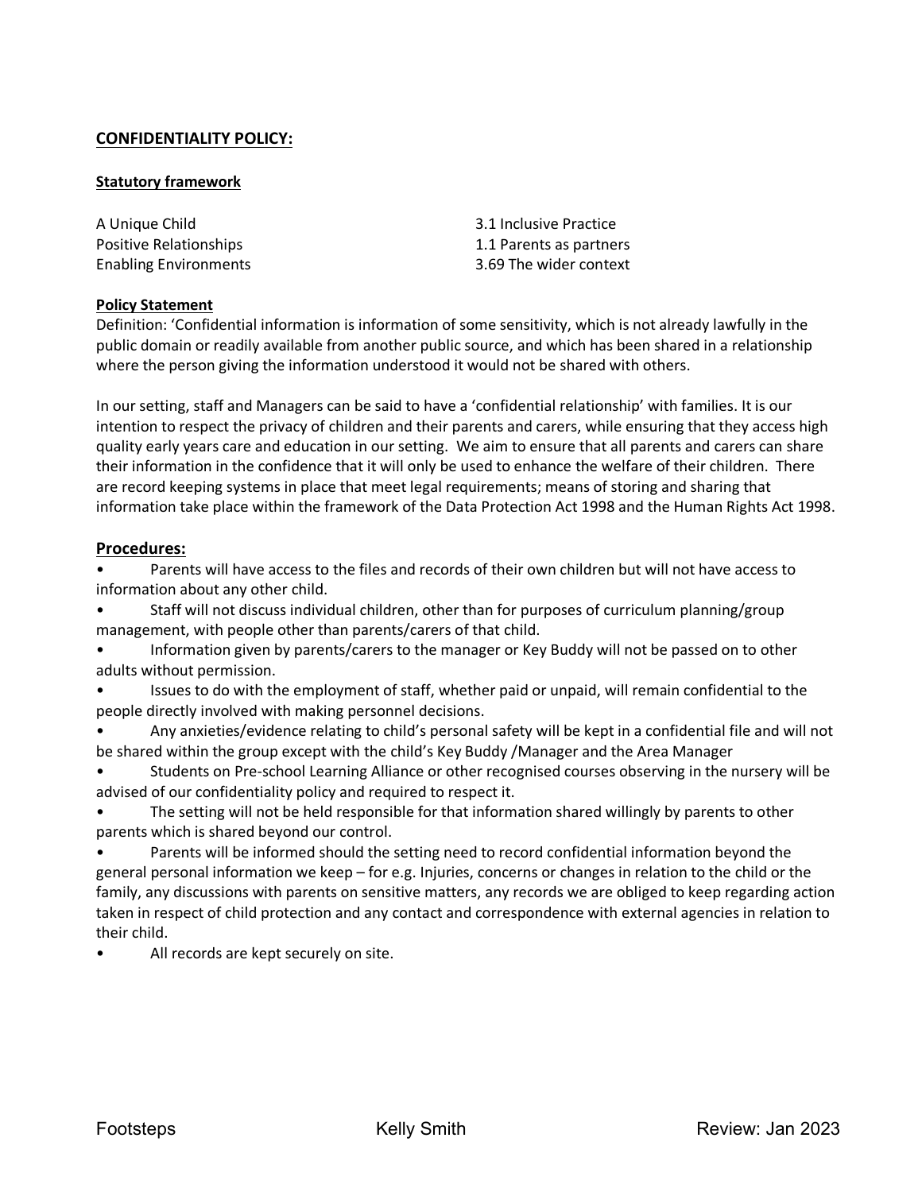## CONFIDENTIALITY POLICY:

### Statutory framework

| | |
|---|---|
| A Unique Child | 3.1 Inclusive Practice |
| Positive Relationships | 1.1 Parents as partners |
| Enabling Environments | 3.69 The wider context |

### Policy Statement

Definition: 'Confidential information is information of some sensitivity, which is not already lawfully in the public domain or readily available from another public source, and which has been shared in a relationship where the person giving the information understood it would not be shared with others.

In our setting, staff and Managers can be said to have a 'confidential relationship' with families. It is our intention to respect the privacy of children and their parents and carers, while ensuring that they access high quality early years care and education in our setting. We aim to ensure that all parents and carers can share their information in the confidence that it will only be used to enhance the welfare of their children. There are record keeping systems in place that meet legal requirements; means of storing and sharing that information take place within the framework of the Data Protection Act 1998 and the Human Rights Act 1998.

### Procedures:

- Parents will have access to the files and records of their own children but will not have access to information about any other child.
- Staff will not discuss individual children, other than for purposes of curriculum planning/group management, with people other than parents/carers of that child.
- Information given by parents/carers to the manager or Key Buddy will not be passed on to other adults without permission.
- Issues to do with the employment of staff, whether paid or unpaid, will remain confidential to the people directly involved with making personnel decisions.
- Any anxieties/evidence relating to child's personal safety will be kept in a confidential file and will not be shared within the group except with the child's Key Buddy /Manager and the Area Manager
- Students on Pre-school Learning Alliance or other recognised courses observing in the nursery will be advised of our confidentiality policy and required to respect it.
- The setting will not be held responsible for that information shared willingly by parents to other parents which is shared beyond our control.
- Parents will be informed should the setting need to record confidential information beyond the general personal information we keep – for e.g. Injuries, concerns or changes in relation to the child or the family, any discussions with parents on sensitive matters, any records we are obliged to keep regarding action taken in respect of child protection and any contact and correspondence with external agencies in relation to their child.
- All records are kept securely on site.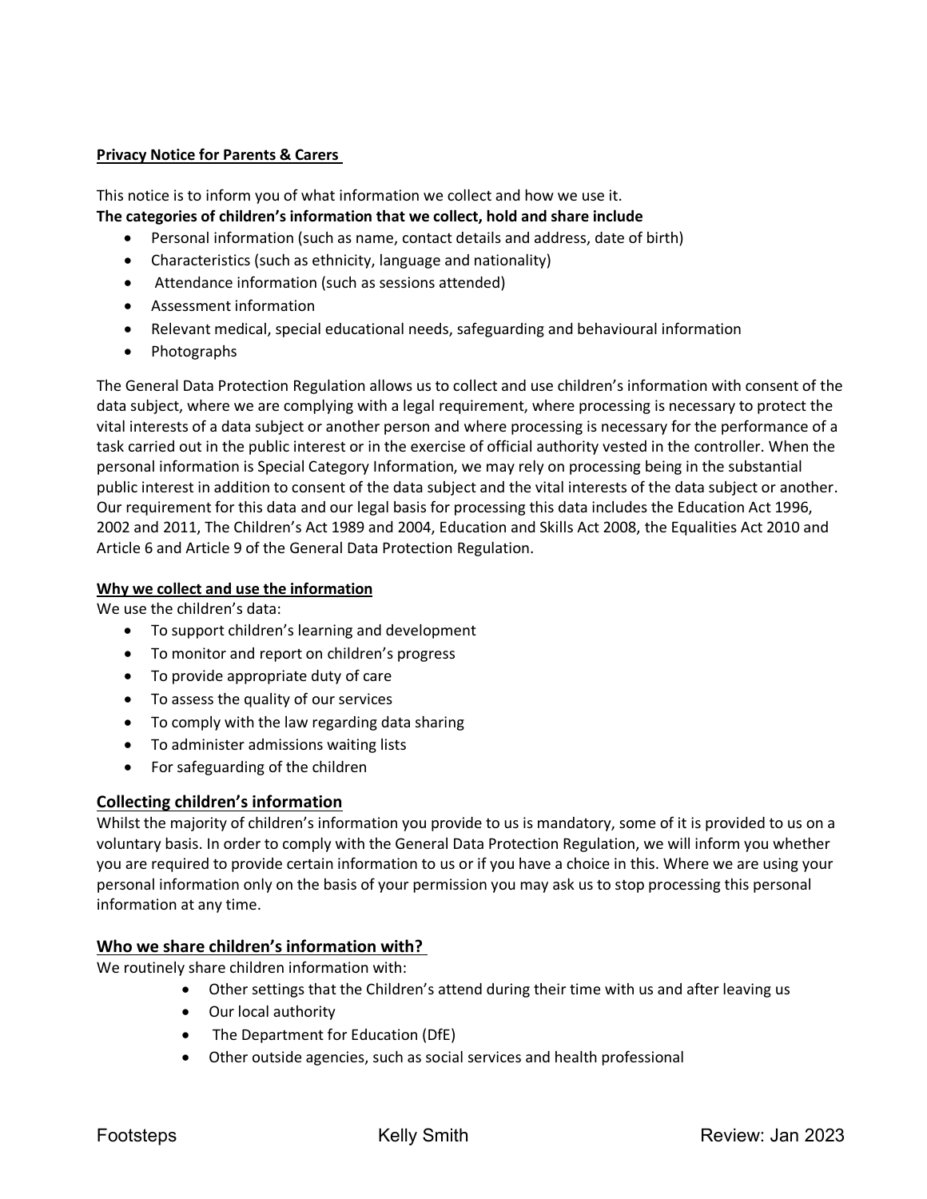**Privacy Notice for Parents & Carers**

This notice is to inform you of what information we collect and how we use it.

**The categories of children's information that we collect, hold and share include**

- Personal information (such as name, contact details and address, date of birth)
- Characteristics (such as ethnicity, language and nationality)
- Attendance information (such as sessions attended)
- Assessment information
- Relevant medical, special educational needs, safeguarding and behavioural information
- Photographs

The General Data Protection Regulation allows us to collect and use children's information with consent of the data subject, where we are complying with a legal requirement, where processing is necessary to protect the vital interests of a data subject or another person and where processing is necessary for the performance of a task carried out in the public interest or in the exercise of official authority vested in the controller. When the personal information is Special Category Information, we may rely on processing being in the substantial public interest in addition to consent of the data subject and the vital interests of the data subject or another. Our requirement for this data and our legal basis for processing this data includes the Education Act 1996, 2002 and 2011, The Children's Act 1989 and 2004, Education and Skills Act 2008, the Equalities Act 2010 and Article 6 and Article 9 of the General Data Protection Regulation.

**Why we collect and use the information**

We use the children's data:

- To support children's learning and development
- To monitor and report on children's progress
- To provide appropriate duty of care
- To assess the quality of our services
- To comply with the law regarding data sharing
- To administer admissions waiting lists
- For safeguarding of the children

## Collecting children's information

Whilst the majority of children's information you provide to us is mandatory, some of it is provided to us on a voluntary basis. In order to comply with the General Data Protection Regulation, we will inform you whether you are required to provide certain information to us or if you have a choice in this. Where we are using your personal information only on the basis of your permission you may ask us to stop processing this personal information at any time.

## Who we share children's information with?

We routinely share children information with:

- Other settings that the Children's attend during their time with us and after leaving us
- Our local authority
- The Department for Education (DfE)
- Other outside agencies, such as social services and health professional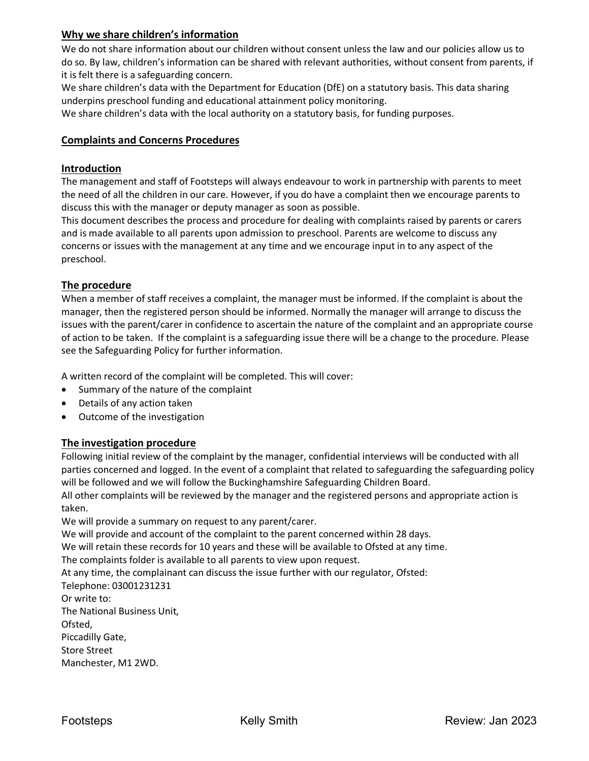## Why we share children's information

We do not share information about our children without consent unless the law and our policies allow us to do so. By law, children's information can be shared with relevant authorities, without consent from parents, if it is felt there is a safeguarding concern.

We share children's data with the Department for Education (DfE) on a statutory basis. This data sharing underpins preschool funding and educational attainment policy monitoring.

We share children's data with the local authority on a statutory basis, for funding purposes.

## Complaints and Concerns Procedures

### Introduction

The management and staff of Footsteps will always endeavour to work in partnership with parents to meet the need of all the children in our care. However, if you do have a complaint then we encourage parents to discuss this with the manager or deputy manager as soon as possible.

This document describes the process and procedure for dealing with complaints raised by parents or carers and is made available to all parents upon admission to preschool. Parents are welcome to discuss any concerns or issues with the management at any time and we encourage input in to any aspect of the preschool.

### The procedure

When a member of staff receives a complaint, the manager must be informed. If the complaint is about the manager, then the registered person should be informed. Normally the manager will arrange to discuss the issues with the parent/carer in confidence to ascertain the nature of the complaint and an appropriate course of action to be taken. If the complaint is a safeguarding issue there will be a change to the procedure. Please see the Safeguarding Policy for further information.

A written record of the complaint will be completed. This will cover:

- Summary of the nature of the complaint
- Details of any action taken
- Outcome of the investigation

### The investigation procedure

Following initial review of the complaint by the manager, confidential interviews will be conducted with all parties concerned and logged. In the event of a complaint that related to safeguarding the safeguarding policy will be followed and we will follow the Buckinghamshire Safeguarding Children Board.

All other complaints will be reviewed by the manager and the registered persons and appropriate action is taken.

We will provide a summary on request to any parent/carer.

We will provide and account of the complaint to the parent concerned within 28 days.

We will retain these records for 10 years and these will be available to Ofsted at any time.

The complaints folder is available to all parents to view upon request.

At any time, the complainant can discuss the issue further with our regulator, Ofsted:

Telephone: 03001231231

Or write to:

The National Business Unit,
Ofsted,
Piccadilly Gate,
Store Street
Manchester, M1 2WD.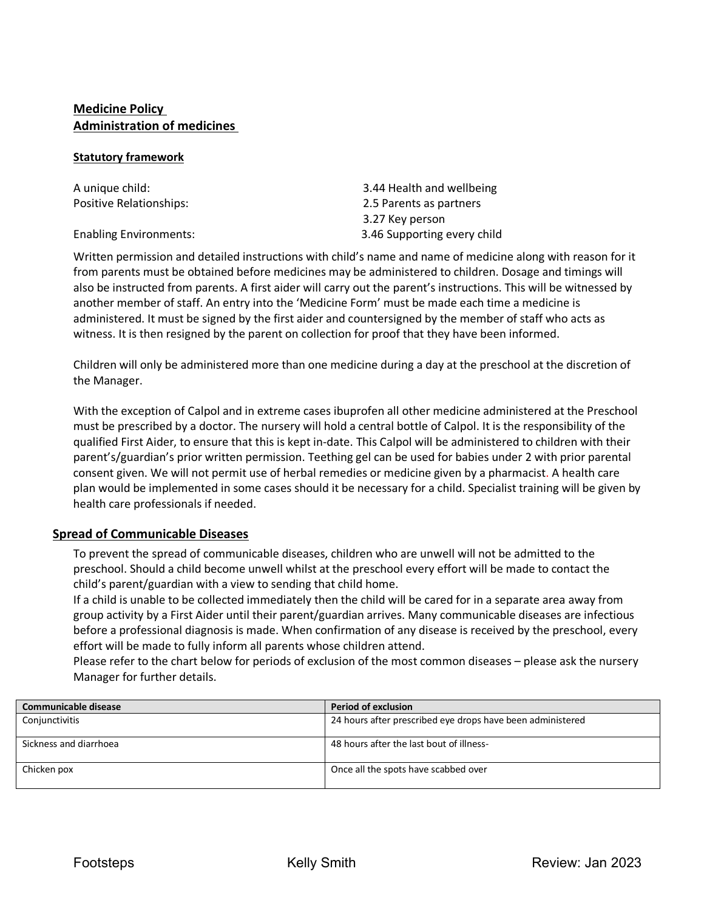**Medicine Policy**
**Administration of medicines**

**Statutory framework**

A unique child: 3.44 Health and wellbeing
Positive Relationships: 2.5 Parents as partners
3.27 Key person
Enabling Environments: 3.46 Supporting every child

Written permission and detailed instructions with child's name and name of medicine along with reason for it from parents must be obtained before medicines may be administered to children. Dosage and timings will also be instructed from parents. A first aider will carry out the parent's instructions. This will be witnessed by another member of staff. An entry into the 'Medicine Form' must be made each time a medicine is administered. It must be signed by the first aider and countersigned by the member of staff who acts as witness. It is then resigned by the parent on collection for proof that they have been informed.

Children will only be administered more than one medicine during a day at the preschool at the discretion of the Manager.

With the exception of Calpol and in extreme cases ibuprofen all other medicine administered at the Preschool must be prescribed by a doctor. The nursery will hold a central bottle of Calpol. It is the responsibility of the qualified First Aider, to ensure that this is kept in-date. This Calpol will be administered to children with their parent's/guardian's prior written permission. Teething gel can be used for babies under 2 with prior parental consent given. We will not permit use of herbal remedies or medicine given by a pharmacist. A health care plan would be implemented in some cases should it be necessary for a child. Specialist training will be given by health care professionals if needed.

**Spread of Communicable Diseases**

To prevent the spread of communicable diseases, children who are unwell will not be admitted to the preschool. Should a child become unwell whilst at the preschool every effort will be made to contact the child's parent/guardian with a view to sending that child home.
If a child is unable to be collected immediately then the child will be cared for in a separate area away from group activity by a First Aider until their parent/guardian arrives. Many communicable diseases are infectious before a professional diagnosis is made. When confirmation of any disease is received by the preschool, every effort will be made to fully inform all parents whose children attend.
Please refer to the chart below for periods of exclusion of the most common diseases – please ask the nursery Manager for further details.

| Communicable disease | Period of exclusion |
|---|---|
| Conjunctivitis | 24 hours after prescribed eye drops have been administered |
| Sickness and diarrhoea | 48 hours after the last bout of illness- |
| Chicken pox | Once all the spots have scabbed over |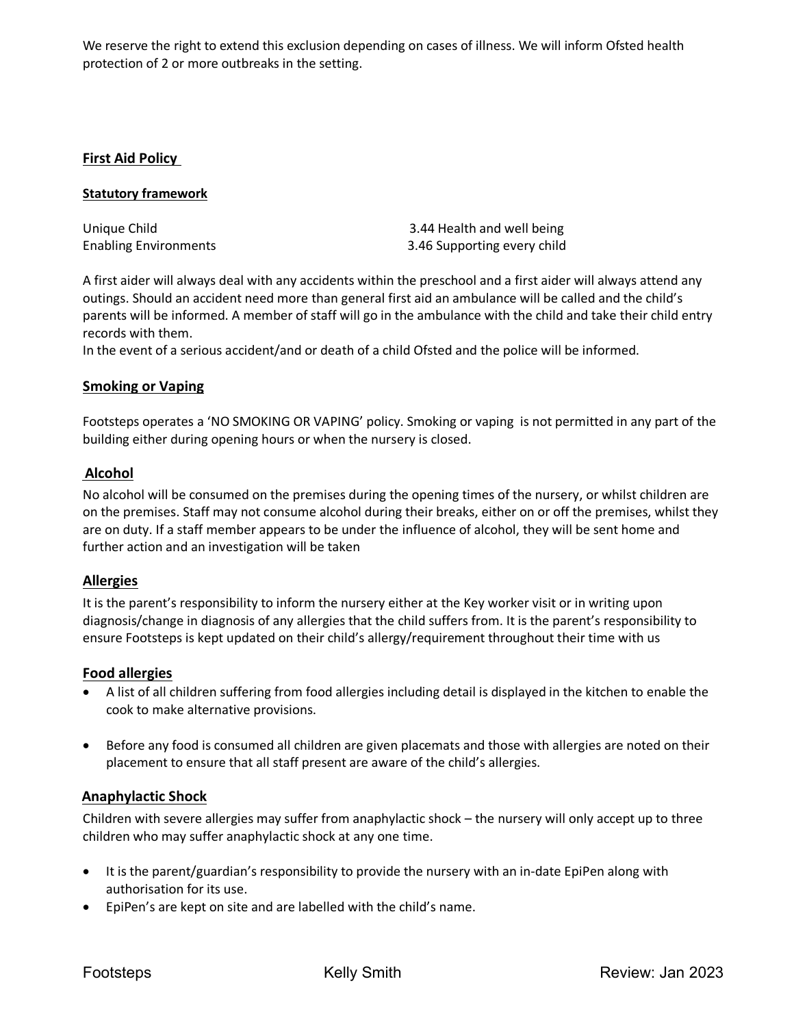We reserve the right to extend this exclusion depending on cases of illness. We will inform Ofsted health protection of 2 or more outbreaks in the setting.

## First Aid Policy

### Statutory framework

| | |
|---|---|
| Unique Child | 3.44 Health and well being |
| Enabling Environments | 3.46 Supporting every child |

A first aider will always deal with any accidents within the preschool and a first aider will always attend any outings. Should an accident need more than general first aid an ambulance will be called and the child's parents will be informed. A member of staff will go in the ambulance with the child and take their child entry records with them.

In the event of a serious accident/and or death of a child Ofsted and the police will be informed.

## Smoking or Vaping

Footsteps operates a 'NO SMOKING OR VAPING' policy. Smoking or vaping is not permitted in any part of the building either during opening hours or when the nursery is closed.

## Alcohol

No alcohol will be consumed on the premises during the opening times of the nursery, or whilst children are on the premises. Staff may not consume alcohol during their breaks, either on or off the premises, whilst they are on duty. If a staff member appears to be under the influence of alcohol, they will be sent home and further action and an investigation will be taken

## Allergies

It is the parent's responsibility to inform the nursery either at the Key worker visit or in writing upon diagnosis/change in diagnosis of any allergies that the child suffers from. It is the parent's responsibility to ensure Footsteps is kept updated on their child's allergy/requirement throughout their time with us

## Food allergies

- A list of all children suffering from food allergies including detail is displayed in the kitchen to enable the cook to make alternative provisions.
- Before any food is consumed all children are given placemats and those with allergies are noted on their placement to ensure that all staff present are aware of the child's allergies.

## Anaphylactic Shock

Children with severe allergies may suffer from anaphylactic shock – the nursery will only accept up to three children who may suffer anaphylactic shock at any one time.

- It is the parent/guardian's responsibility to provide the nursery with an in-date EpiPen along with authorisation for its use.
- EpiPen's are kept on site and are labelled with the child's name.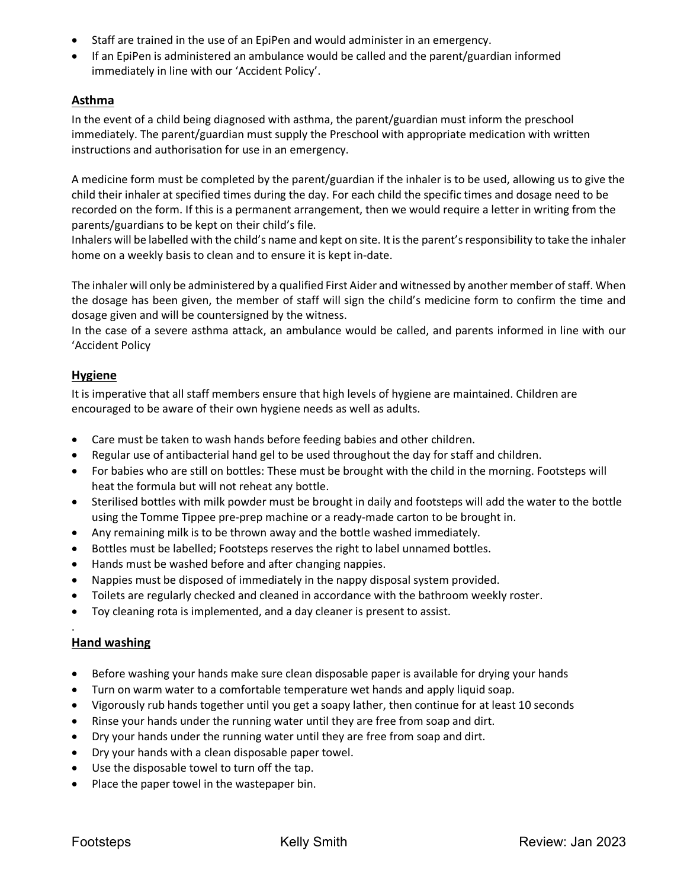- Staff are trained in the use of an EpiPen and would administer in an emergency.
- If an EpiPen is administered an ambulance would be called and the parent/guardian informed immediately in line with our 'Accident Policy'.

## Asthma

In the event of a child being diagnosed with asthma, the parent/guardian must inform the preschool immediately. The parent/guardian must supply the Preschool with appropriate medication with written instructions and authorisation for use in an emergency.

A medicine form must be completed by the parent/guardian if the inhaler is to be used, allowing us to give the child their inhaler at specified times during the day. For each child the specific times and dosage need to be recorded on the form. If this is a permanent arrangement, then we would require a letter in writing from the parents/guardians to be kept on their child's file.
Inhalers will be labelled with the child's name and kept on site. It is the parent's responsibility to take the inhaler home on a weekly basis to clean and to ensure it is kept in-date.

The inhaler will only be administered by a qualified First Aider and witnessed by another member of staff. When the dosage has been given, the member of staff will sign the child's medicine form to confirm the time and dosage given and will be countersigned by the witness.
In the case of a severe asthma attack, an ambulance would be called, and parents informed in line with our 'Accident Policy

## Hygiene

It is imperative that all staff members ensure that high levels of hygiene are maintained. Children are encouraged to be aware of their own hygiene needs as well as adults.

- Care must be taken to wash hands before feeding babies and other children.
- Regular use of antibacterial hand gel to be used throughout the day for staff and children.
- For babies who are still on bottles: These must be brought with the child in the morning. Footsteps will heat the formula but will not reheat any bottle.
- Sterilised bottles with milk powder must be brought in daily and footsteps will add the water to the bottle using the Tomme Tippee pre-prep machine or a ready-made carton to be brought in.
- Any remaining milk is to be thrown away and the bottle washed immediately.
- Bottles must be labelled; Footsteps reserves the right to label unnamed bottles.
- Hands must be washed before and after changing nappies.
- Nappies must be disposed of immediately in the nappy disposal system provided.
- Toilets are regularly checked and cleaned in accordance with the bathroom weekly roster.
- Toy cleaning rota is implemented, and a day cleaner is present to assist.

.

## Hand washing

- Before washing your hands make sure clean disposable paper is available for drying your hands
- Turn on warm water to a comfortable temperature wet hands and apply liquid soap.
- Vigorously rub hands together until you get a soapy lather, then continue for at least 10 seconds
- Rinse your hands under the running water until they are free from soap and dirt.
- Dry your hands under the running water until they are free from soap and dirt.
- Dry your hands with a clean disposable paper towel.
- Use the disposable towel to turn off the tap.
- Place the paper towel in the wastepaper bin.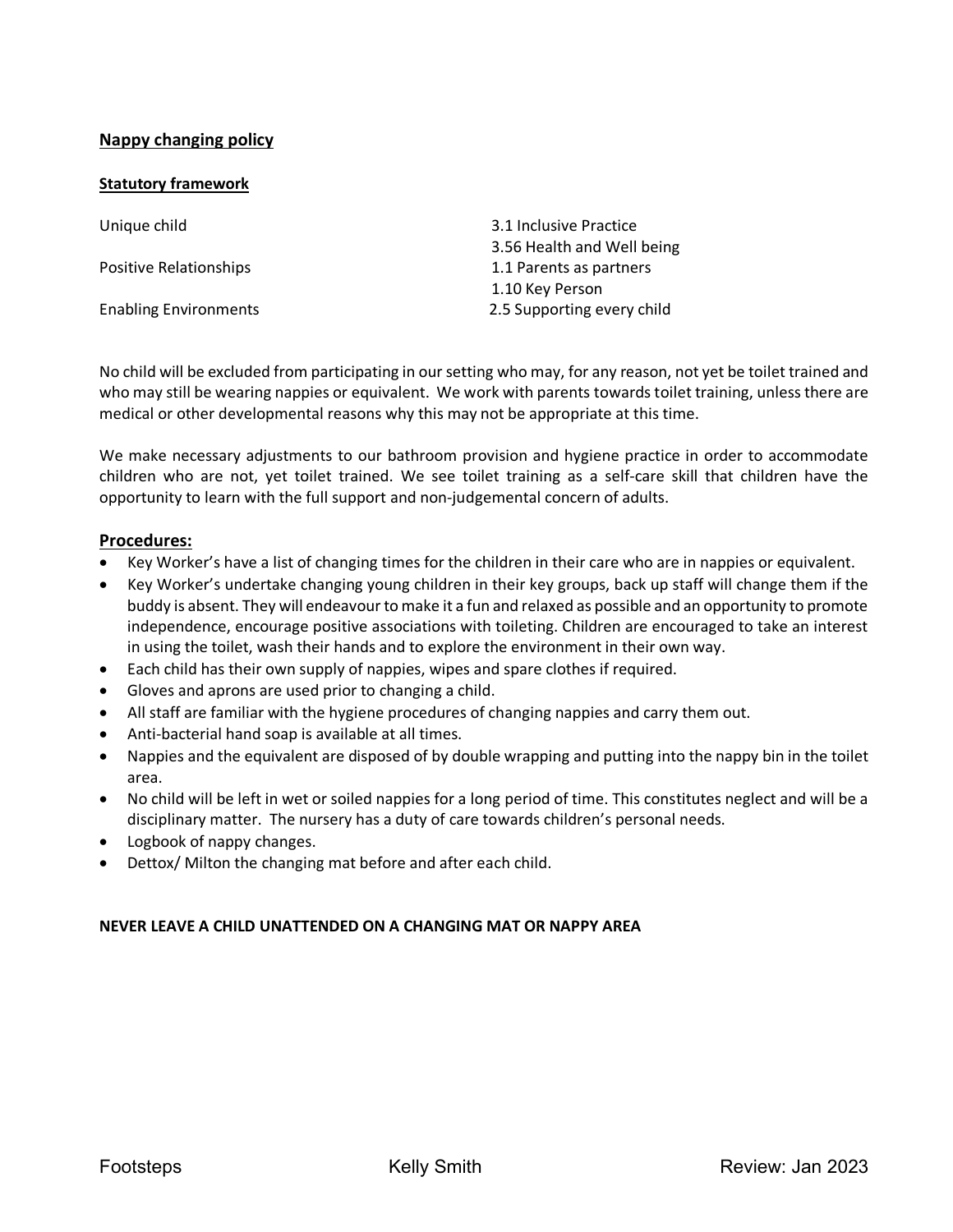## Nappy changing policy

### Statutory framework

| | |
|---|---|
| Unique child | 3.1 Inclusive Practice |
| | 3.56 Health and Well being |
| Positive Relationships | 1.1 Parents as partners |
| | 1.10 Key Person |
| Enabling Environments | 2.5 Supporting every child |

No child will be excluded from participating in our setting who may, for any reason, not yet be toilet trained and who may still be wearing nappies or equivalent. We work with parents towards toilet training, unless there are medical or other developmental reasons why this may not be appropriate at this time.

We make necessary adjustments to our bathroom provision and hygiene practice in order to accommodate children who are not, yet toilet trained. We see toilet training as a self-care skill that children have the opportunity to learn with the full support and non-judgemental concern of adults.

### Procedures:

- Key Worker's have a list of changing times for the children in their care who are in nappies or equivalent.
- Key Worker's undertake changing young children in their key groups, back up staff will change them if the buddy is absent. They will endeavour to make it a fun and relaxed as possible and an opportunity to promote independence, encourage positive associations with toileting. Children are encouraged to take an interest in using the toilet, wash their hands and to explore the environment in their own way.
- Each child has their own supply of nappies, wipes and spare clothes if required.
- Gloves and aprons are used prior to changing a child.
- All staff are familiar with the hygiene procedures of changing nappies and carry them out.
- Anti-bacterial hand soap is available at all times.
- Nappies and the equivalent are disposed of by double wrapping and putting into the nappy bin in the toilet area.
- No child will be left in wet or soiled nappies for a long period of time. This constitutes neglect and will be a disciplinary matter. The nursery has a duty of care towards children's personal needs.
- Logbook of nappy changes.
- Dettox/ Milton the changing mat before and after each child.

**NEVER LEAVE A CHILD UNATTENDED ON A CHANGING MAT OR NAPPY AREA**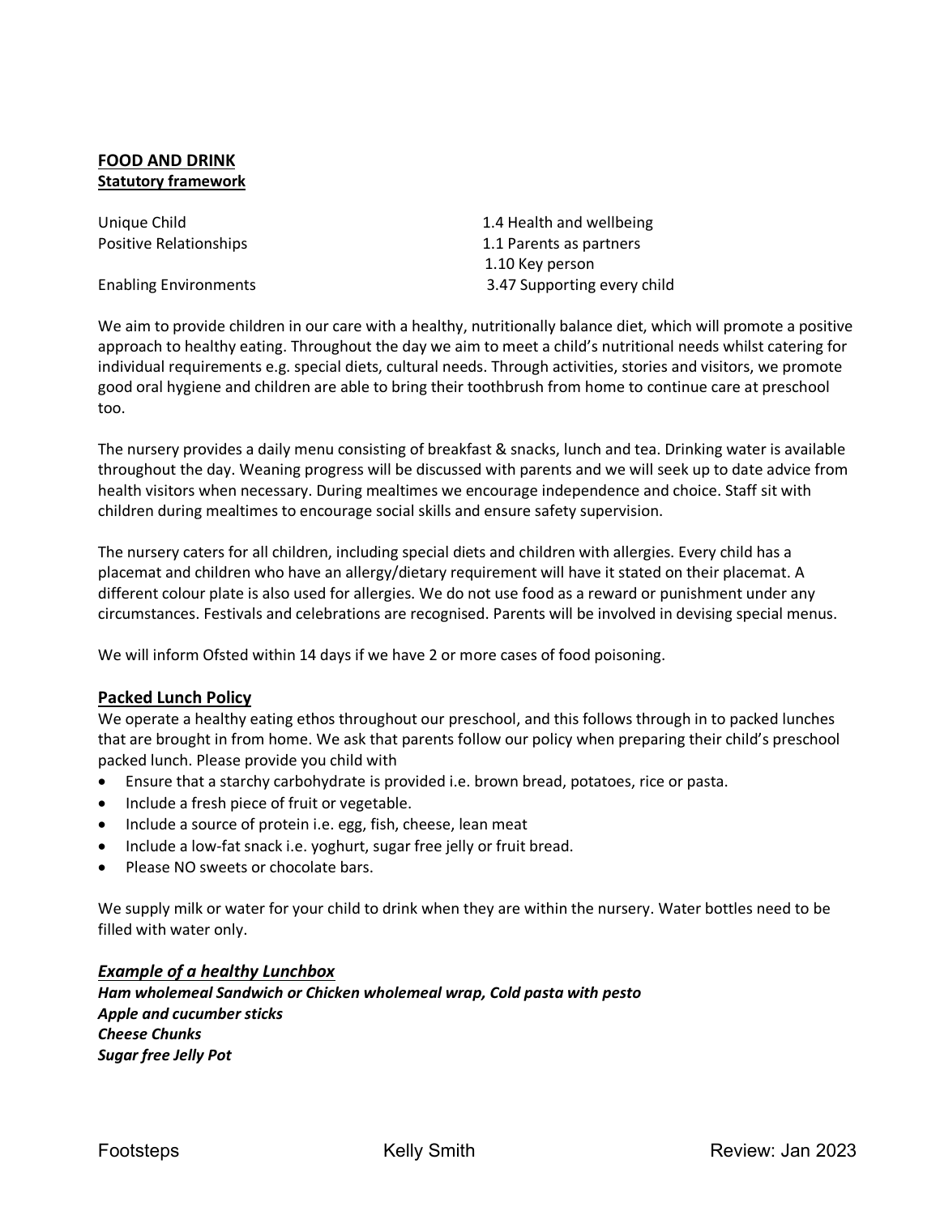## **FOOD AND DRINK**

**Statutory framework**

| | |
|---|---|
| Unique Child | 1.4 Health and wellbeing |
| Positive Relationships | 1.1 Parents as partners |
| | 1.10 Key person |
| Enabling Environments | 3.47 Supporting every child |

We aim to provide children in our care with a healthy, nutritionally balance diet, which will promote a positive approach to healthy eating. Throughout the day we aim to meet a child's nutritional needs whilst catering for individual requirements e.g. special diets, cultural needs. Through activities, stories and visitors, we promote good oral hygiene and children are able to bring their toothbrush from home to continue care at preschool too.

The nursery provides a daily menu consisting of breakfast & snacks, lunch and tea. Drinking water is available throughout the day. Weaning progress will be discussed with parents and we will seek up to date advice from health visitors when necessary. During mealtimes we encourage independence and choice. Staff sit with children during mealtimes to encourage social skills and ensure safety supervision.

The nursery caters for all children, including special diets and children with allergies. Every child has a placemat and children who have an allergy/dietary requirement will have it stated on their placemat. A different colour plate is also used for allergies. We do not use food as a reward or punishment under any circumstances. Festivals and celebrations are recognised. Parents will be involved in devising special menus.

We will inform Ofsted within 14 days if we have 2 or more cases of food poisoning.

### **Packed Lunch Policy**

We operate a healthy eating ethos throughout our preschool, and this follows through in to packed lunches that are brought in from home. We ask that parents follow our policy when preparing their child's preschool packed lunch. Please provide you child with

- Ensure that a starchy carbohydrate is provided i.e. brown bread, potatoes, rice or pasta.
- Include a fresh piece of fruit or vegetable.
- Include a source of protein i.e. egg, fish, cheese, lean meat
- Include a low-fat snack i.e. yoghurt, sugar free jelly or fruit bread.
- Please NO sweets or chocolate bars.

We supply milk or water for your child to drink when they are within the nursery. Water bottles need to be filled with water only.

### ***Example of a healthy Lunchbox***

***Ham wholemeal Sandwich or Chicken wholemeal wrap, Cold pasta with pesto***
***Apple and cucumber sticks***
***Cheese Chunks***
***Sugar free Jelly Pot***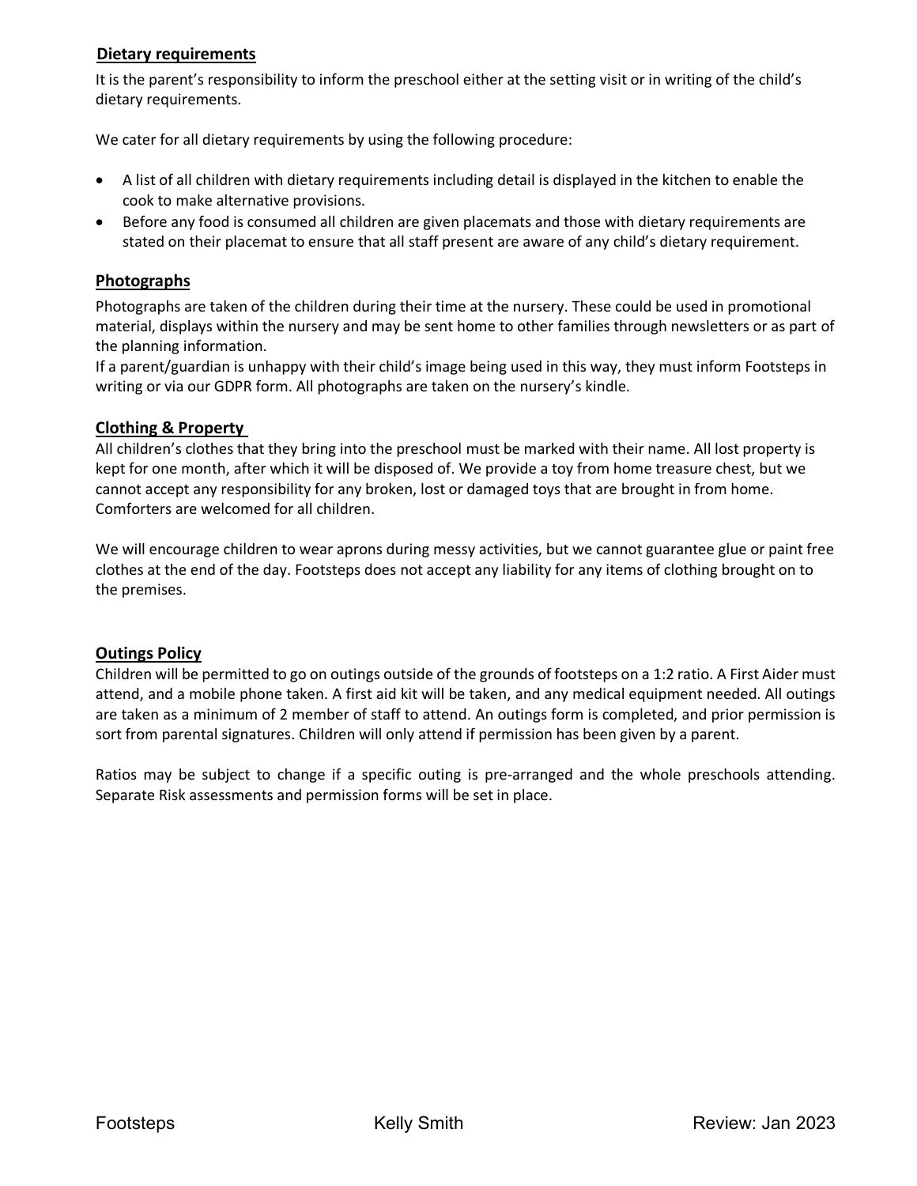## Dietary requirements

It is the parent's responsibility to inform the preschool either at the setting visit or in writing of the child's dietary requirements.

We cater for all dietary requirements by using the following procedure:

- A list of all children with dietary requirements including detail is displayed in the kitchen to enable the cook to make alternative provisions.
- Before any food is consumed all children are given placemats and those with dietary requirements are stated on their placemat to ensure that all staff present are aware of any child's dietary requirement.

## Photographs

Photographs are taken of the children during their time at the nursery. These could be used in promotional material, displays within the nursery and may be sent home to other families through newsletters or as part of the planning information.

If a parent/guardian is unhappy with their child's image being used in this way, they must inform Footsteps in writing or via our GDPR form. All photographs are taken on the nursery's kindle.

## Clothing & Property

All children's clothes that they bring into the preschool must be marked with their name. All lost property is kept for one month, after which it will be disposed of. We provide a toy from home treasure chest, but we cannot accept any responsibility for any broken, lost or damaged toys that are brought in from home. Comforters are welcomed for all children.

We will encourage children to wear aprons during messy activities, but we cannot guarantee glue or paint free clothes at the end of the day. Footsteps does not accept any liability for any items of clothing brought on to the premises.

## Outings Policy

Children will be permitted to go on outings outside of the grounds of footsteps on a 1:2 ratio. A First Aider must attend, and a mobile phone taken. A first aid kit will be taken, and any medical equipment needed. All outings are taken as a minimum of 2 member of staff to attend. An outings form is completed, and prior permission is sort from parental signatures. Children will only attend if permission has been given by a parent.

Ratios may be subject to change if a specific outing is pre-arranged and the whole preschools attending. Separate Risk assessments and permission forms will be set in place.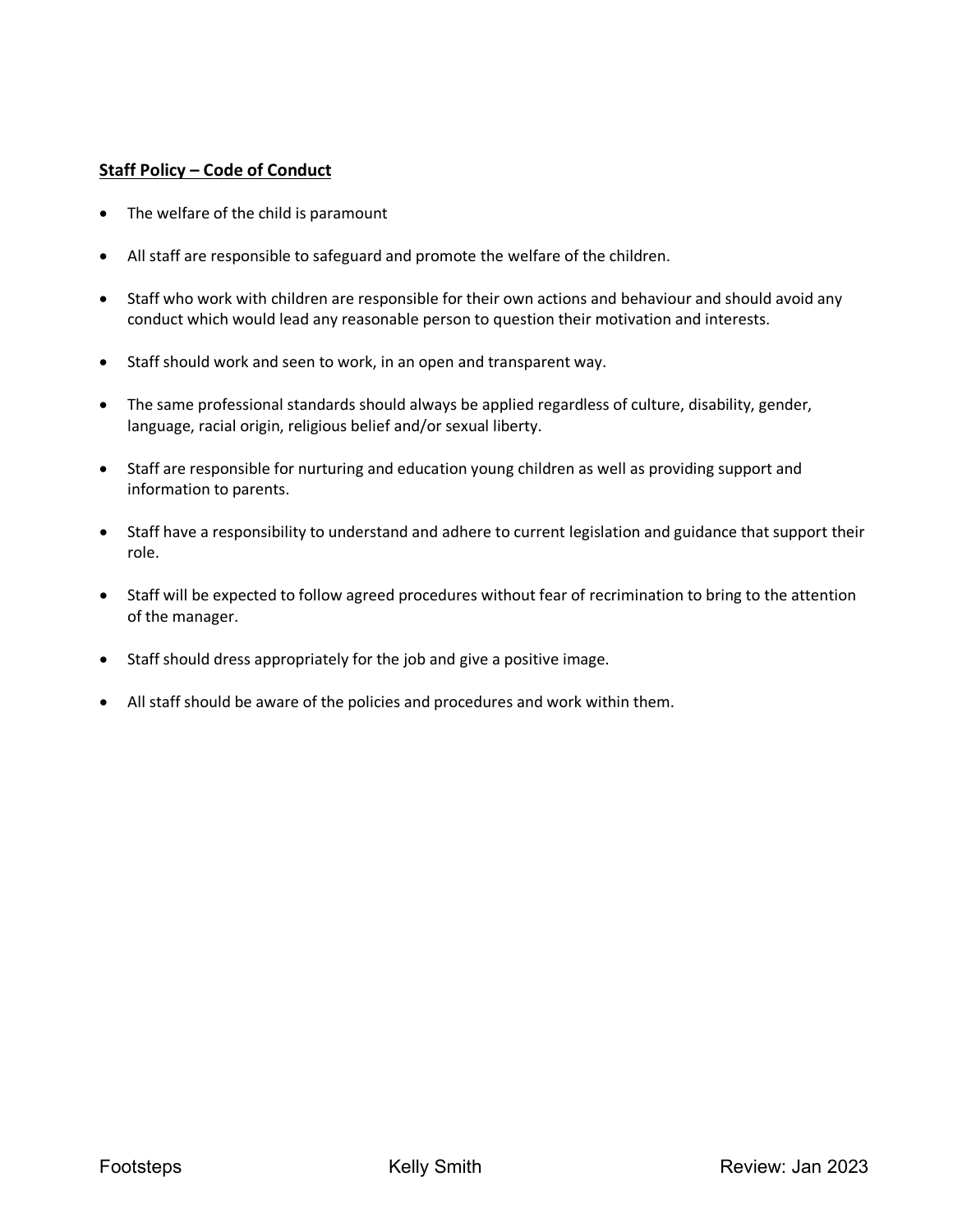**Staff Policy – Code of Conduct**

- The welfare of the child is paramount
- All staff are responsible to safeguard and promote the welfare of the children.
- Staff who work with children are responsible for their own actions and behaviour and should avoid any conduct which would lead any reasonable person to question their motivation and interests.
- Staff should work and seen to work, in an open and transparent way.
- The same professional standards should always be applied regardless of culture, disability, gender, language, racial origin, religious belief and/or sexual liberty.
- Staff are responsible for nurturing and education young children as well as providing support and information to parents.
- Staff have a responsibility to understand and adhere to current legislation and guidance that support their role.
- Staff will be expected to follow agreed procedures without fear of recrimination to bring to the attention of the manager.
- Staff should dress appropriately for the job and give a positive image.
- All staff should be aware of the policies and procedures and work within them.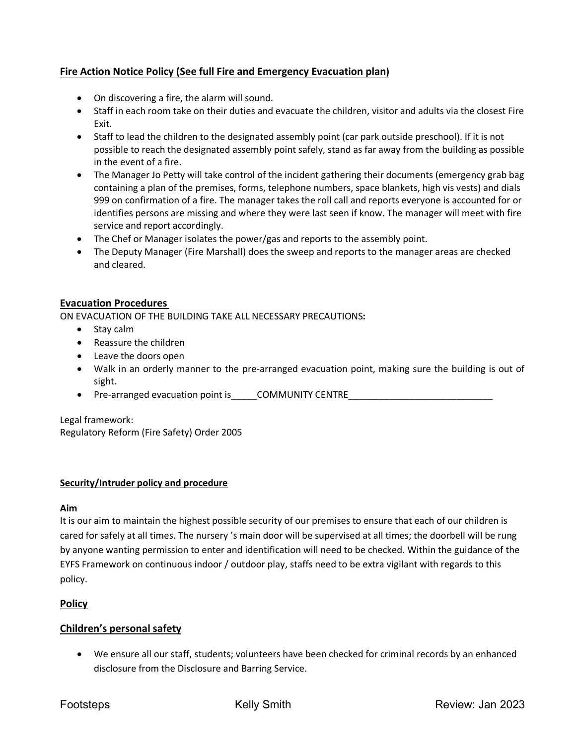## Fire Action Notice Policy (See full Fire and Emergency Evacuation plan)

- On discovering a fire, the alarm will sound.
- Staff in each room take on their duties and evacuate the children, visitor and adults via the closest Fire Exit.
- Staff to lead the children to the designated assembly point (car park outside preschool). If it is not possible to reach the designated assembly point safely, stand as far away from the building as possible in the event of a fire.
- The Manager Jo Petty will take control of the incident gathering their documents (emergency grab bag containing a plan of the premises, forms, telephone numbers, space blankets, high vis vests) and dials 999 on confirmation of a fire. The manager takes the roll call and reports everyone is accounted for or identifies persons are missing and where they were last seen if know. The manager will meet with fire service and report accordingly.
- The Chef or Manager isolates the power/gas and reports to the assembly point.
- The Deputy Manager (Fire Marshall) does the sweep and reports to the manager areas are checked and cleared.

## Evacuation Procedures

ON EVACUATION OF THE BUILDING TAKE ALL NECESSARY PRECAUTIONS**:**

- Stay calm
- Reassure the children
- Leave the doors open
- Walk in an orderly manner to the pre-arranged evacuation point, making sure the building is out of sight.
- Pre-arranged evacuation point is_____COMMUNITY CENTRE_____________________________

Legal framework:
Regulatory Reform (Fire Safety) Order 2005

### Security/Intruder policy and procedure

**Aim**

It is our aim to maintain the highest possible security of our premises to ensure that each of our children is cared for safely at all times. The nursery 's main door will be supervised at all times; the doorbell will be rung by anyone wanting permission to enter and identification will need to be checked. Within the guidance of the EYFS Framework on continuous indoor / outdoor play, staffs need to be extra vigilant with regards to this policy.

## Policy

## Children's personal safety

- We ensure all our staff, students; volunteers have been checked for criminal records by an enhanced disclosure from the Disclosure and Barring Service.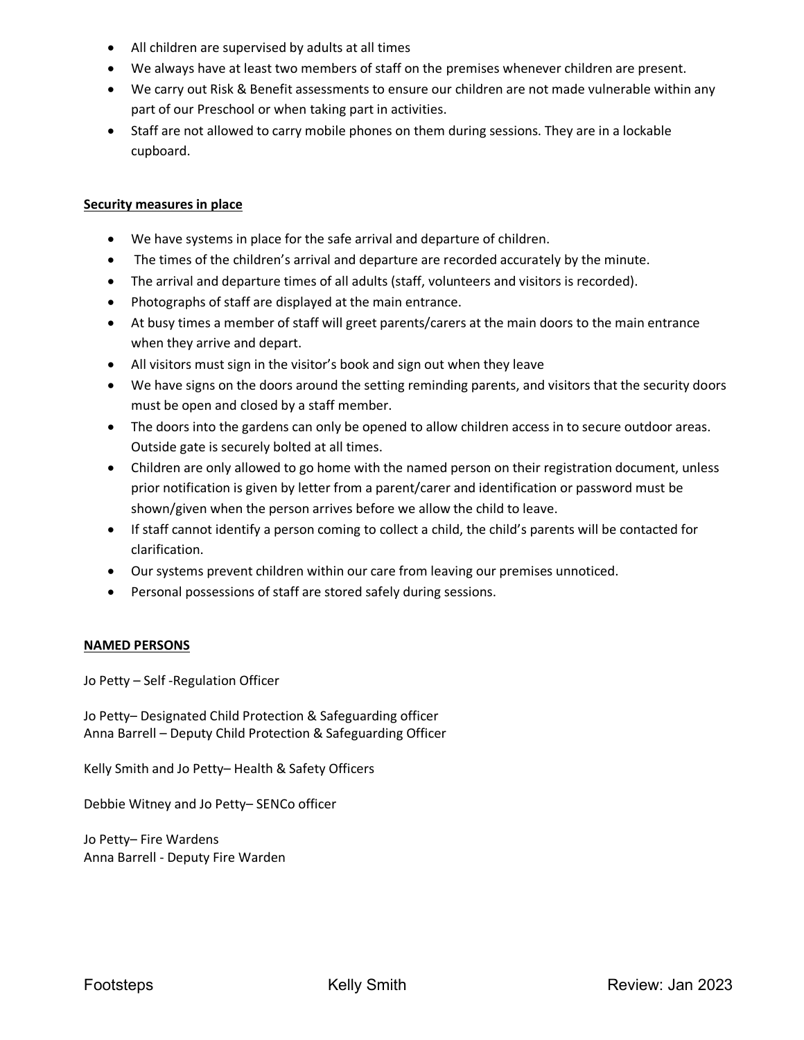- All children are supervised by adults at all times
- We always have at least two members of staff on the premises whenever children are present.
- We carry out Risk & Benefit assessments to ensure our children are not made vulnerable within any part of our Preschool or when taking part in activities.
- Staff are not allowed to carry mobile phones on them during sessions. They are in a lockable cupboard.

**Security measures in place**

- We have systems in place for the safe arrival and departure of children.
- The times of the children's arrival and departure are recorded accurately by the minute.
- The arrival and departure times of all adults (staff, volunteers and visitors is recorded).
- Photographs of staff are displayed at the main entrance.
- At busy times a member of staff will greet parents/carers at the main doors to the main entrance when they arrive and depart.
- All visitors must sign in the visitor's book and sign out when they leave
- We have signs on the doors around the setting reminding parents, and visitors that the security doors must be open and closed by a staff member.
- The doors into the gardens can only be opened to allow children access in to secure outdoor areas. Outside gate is securely bolted at all times.
- Children are only allowed to go home with the named person on their registration document, unless prior notification is given by letter from a parent/carer and identification or password must be shown/given when the person arrives before we allow the child to leave.
- If staff cannot identify a person coming to collect a child, the child's parents will be contacted for clarification.
- Our systems prevent children within our care from leaving our premises unnoticed.
- Personal possessions of staff are stored safely during sessions.

**NAMED PERSONS**

Jo Petty – Self -Regulation Officer

Jo Petty– Designated Child Protection & Safeguarding officer
Anna Barrell – Deputy Child Protection & Safeguarding Officer

Kelly Smith and Jo Petty– Health & Safety Officers

Debbie Witney and Jo Petty– SENCo officer

Jo Petty– Fire Wardens
Anna Barrell - Deputy Fire Warden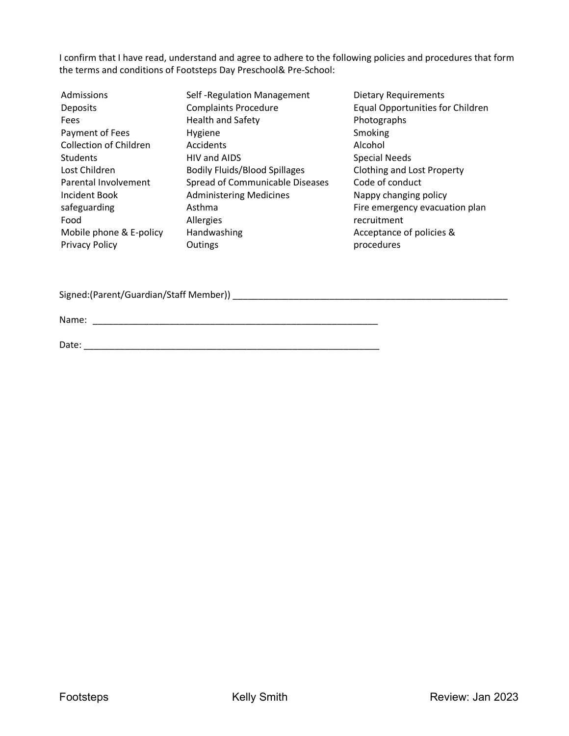I confirm that I have read, understand and agree to adhere to the following policies and procedures that form the terms and conditions of Footsteps Day Preschool& Pre-School:

| | | |
|---|---|---|
| Admissions | Self -Regulation Management | Dietary Requirements |
| Deposits | Complaints Procedure | Equal Opportunities for Children |
| Fees | Health and Safety | Photographs |
| Payment of Fees | Hygiene | Smoking |
| Collection of Children | Accidents | Alcohol |
| Students | HIV and AIDS | Special Needs |
| Lost Children | Bodily Fluids/Blood Spillages | Clothing and Lost Property |
| Parental Involvement | Spread of Communicable Diseases | Code of conduct |
| Incident Book | Administering Medicines | Nappy changing policy |
| safeguarding | Asthma | Fire emergency evacuation plan |
| Food | Allergies | recruitment |
| Mobile phone & E-policy | Handwashing | Acceptance of policies & procedures |
| Privacy Policy | Outings | |

Signed:(Parent/Guardian/Staff Member)) ________________________________________________________

Name: ___________________________________________________________

Date: ____________________________________________________________